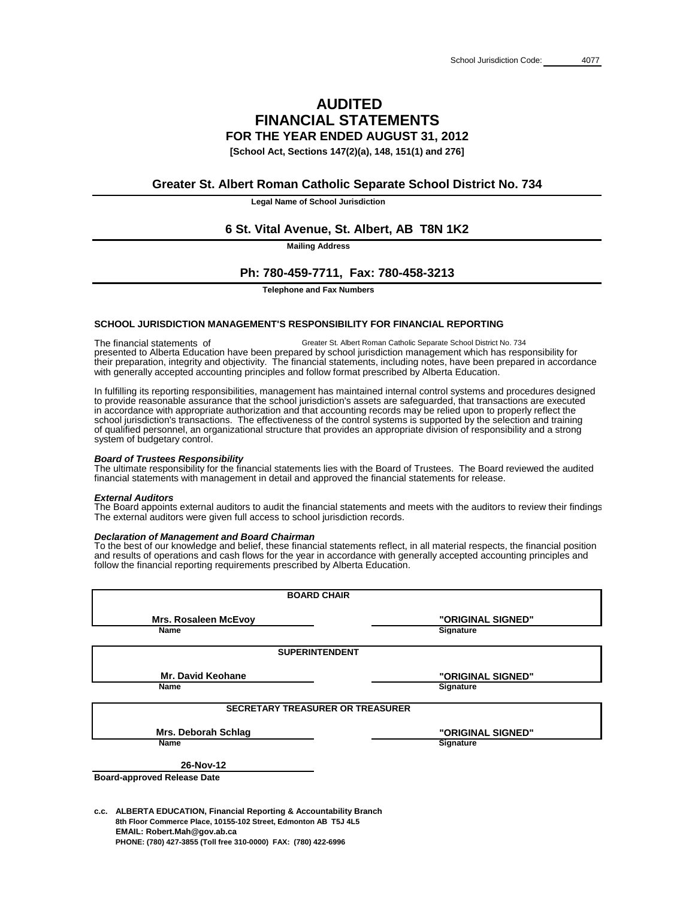School Jurisdiction Code: 4077

# AUDITED FINANCIAL STATEMENTS

## FOR THE YEAR ENDED AUGUST 31, 2012

**[School Act, Sections 147(2)(a), 148, 151(1) and 276]**

**Greater St. Albert Roman Catholic Separate School District No. 734**

**Legal Name of School Jurisdiction**

**6 St. Vital Avenue, St. Albert, AB T8N 1K2**

**Mailing Address**

**Ph: 780-459-7711, Fax: 780-458-3213**

**Telephone and Fax Numbers**

### SCHOOL JURISDICTION MANAGEMENT'S RESPONSIBILITY FOR FINANCIAL REPORTING

The financial statements of Greater St. Albert Roman Catholic Separate School District No. 734 presented to Alberta Education have been prepared by school jurisdiction management which has responsibility for their preparation, integrity and objectivity. The financial statements, including notes, have been prepared in accordance with generally accepted accounting principles and follow format prescribed by Alberta Education.

In fulfilling its reporting responsibilities, management has maintained internal control systems and procedures designed to provide reasonable assurance that the school jurisdiction's assets are safeguarded, that transactions are executed in accordance with appropriate authorization and that accounting records may be relied upon to properly reflect the school jurisdiction's transactions. The effectiveness of the control systems is supported by the selection and training of qualified personnel, an organizational structure that provides an appropriate division of responsibility and a strong system of budgetary control.

***Board of Trustees Responsibility***
The ultimate responsibility for the financial statements lies with the Board of Trustees. The Board reviewed the audited financial statements with management in detail and approved the financial statements for release.

***External Auditors***
The Board appoints external auditors to audit the financial statements and meets with the auditors to review their findings. The external auditors were given full access to school jurisdiction records.

***Declaration of Management and Board Chairman***
To the best of our knowledge and belief, these financial statements reflect, in all material respects, the financial position and results of operations and cash flows for the year in accordance with generally accepted accounting principles and follow the financial reporting requirements prescribed by Alberta Education.

| BOARD CHAIR | |
|---|---|
| **Mrs. Rosaleen McEvoy** | **"ORIGINAL SIGNED"** |
| Name | Signature |

| SUPERINTENDENT | |
|---|---|
| **Mr. David Keohane** | **"ORIGINAL SIGNED"** |
| Name | Signature |

| SECRETARY TREASURER OR TREASURER | |
|---|---|
| **Mrs. Deborah Schlag** | **"ORIGINAL SIGNED"** |
| Name | Signature |

**26-Nov-12**
**Board-approved Release Date**

**c.c. ALBERTA EDUCATION, Financial Reporting & Accountability Branch**
**8th Floor Commerce Place, 10155-102 Street, Edmonton AB T5J 4L5**
**EMAIL: Robert.Mah@gov.ab.ca**
**PHONE: (780) 427-3855 (Toll free 310-0000) FAX: (780) 422-6996**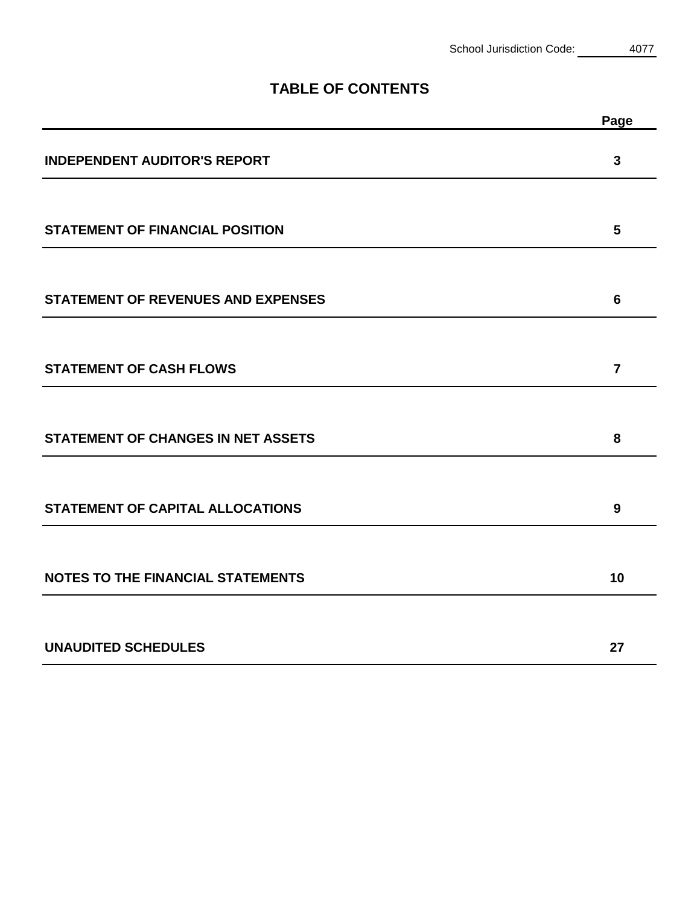School Jurisdiction Code: 4077

# TABLE OF CONTENTS

| | Page |
|---|---|
| **INDEPENDENT AUDITOR'S REPORT** | **3** |
| **STATEMENT OF FINANCIAL POSITION** | **5** |
| **STATEMENT OF REVENUES AND EXPENSES** | **6** |
| **STATEMENT OF CASH FLOWS** | **7** |
| **STATEMENT OF CHANGES IN NET ASSETS** | **8** |
| **STATEMENT OF CAPITAL ALLOCATIONS** | **9** |
| **NOTES TO THE FINANCIAL STATEMENTS** | **10** |
| **UNAUDITED SCHEDULES** | **27** |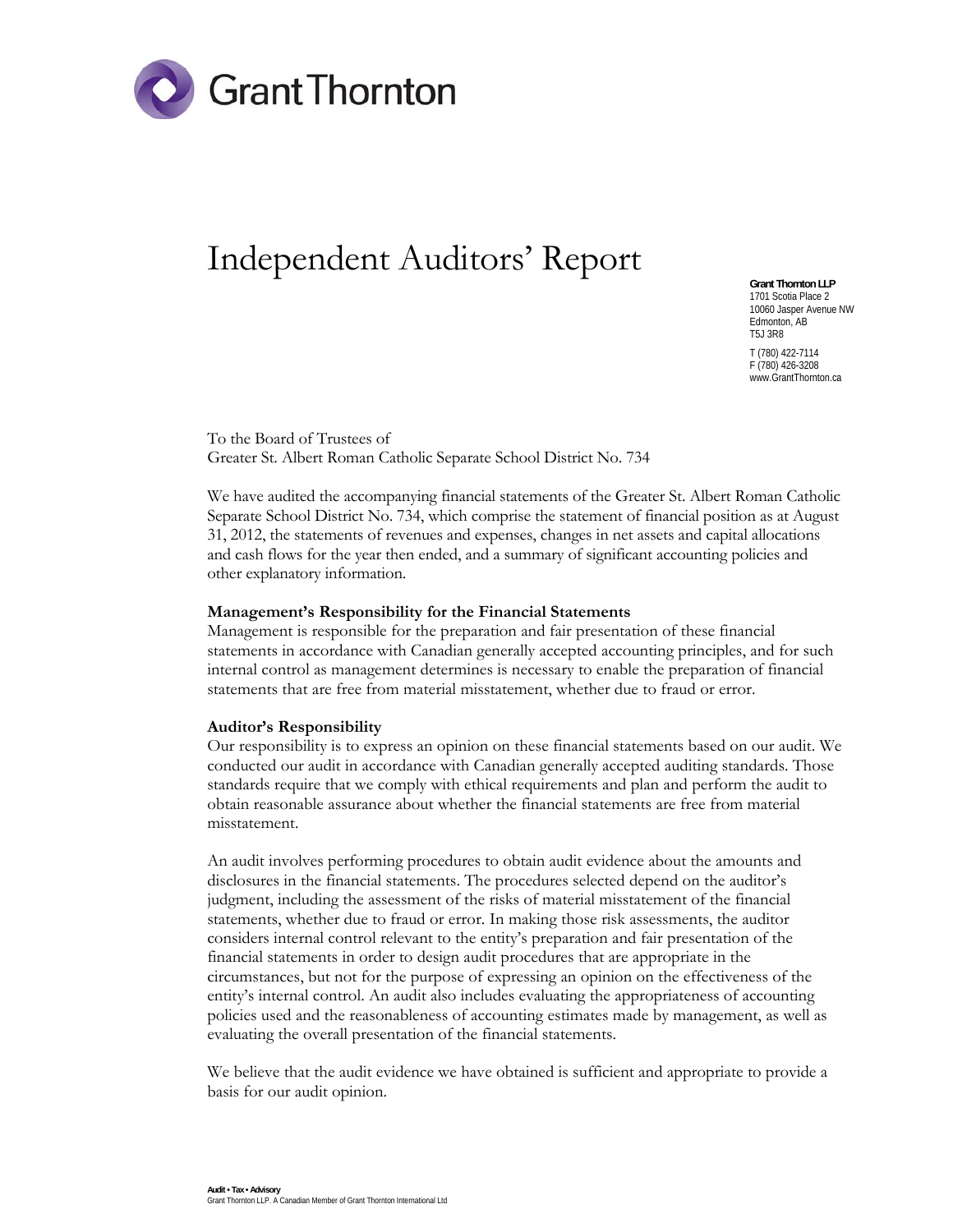# Independent Auditors' Report

**Grant Thornton LLP**
1701 Scotia Place 2
10060 Jasper Avenue NW
Edmonton, AB
T5J 3R8

T (780) 422-7114
F (780) 426-3208
www.GrantThornton.ca

To the Board of Trustees of
Greater St. Albert Roman Catholic Separate School District No. 734

We have audited the accompanying financial statements of the Greater St. Albert Roman Catholic Separate School District No. 734, which comprise the statement of financial position as at August 31, 2012, the statements of revenues and expenses, changes in net assets and capital allocations and cash flows for the year then ended, and a summary of significant accounting policies and other explanatory information.

**Management's Responsibility for the Financial Statements**
Management is responsible for the preparation and fair presentation of these financial statements in accordance with Canadian generally accepted accounting principles, and for such internal control as management determines is necessary to enable the preparation of financial statements that are free from material misstatement, whether due to fraud or error.

**Auditor's Responsibility**
Our responsibility is to express an opinion on these financial statements based on our audit. We conducted our audit in accordance with Canadian generally accepted auditing standards. Those standards require that we comply with ethical requirements and plan and perform the audit to obtain reasonable assurance about whether the financial statements are free from material misstatement.

An audit involves performing procedures to obtain audit evidence about the amounts and disclosures in the financial statements. The procedures selected depend on the auditor's judgment, including the assessment of the risks of material misstatement of the financial statements, whether due to fraud or error. In making those risk assessments, the auditor considers internal control relevant to the entity's preparation and fair presentation of the financial statements in order to design audit procedures that are appropriate in the circumstances, but not for the purpose of expressing an opinion on the effectiveness of the entity's internal control. An audit also includes evaluating the appropriateness of accounting policies used and the reasonableness of accounting estimates made by management, as well as evaluating the overall presentation of the financial statements.

We believe that the audit evidence we have obtained is sufficient and appropriate to provide a basis for our audit opinion.

**Audit • Tax • Advisory**
Grant Thornton LLP. A Canadian Member of Grant Thornton International Ltd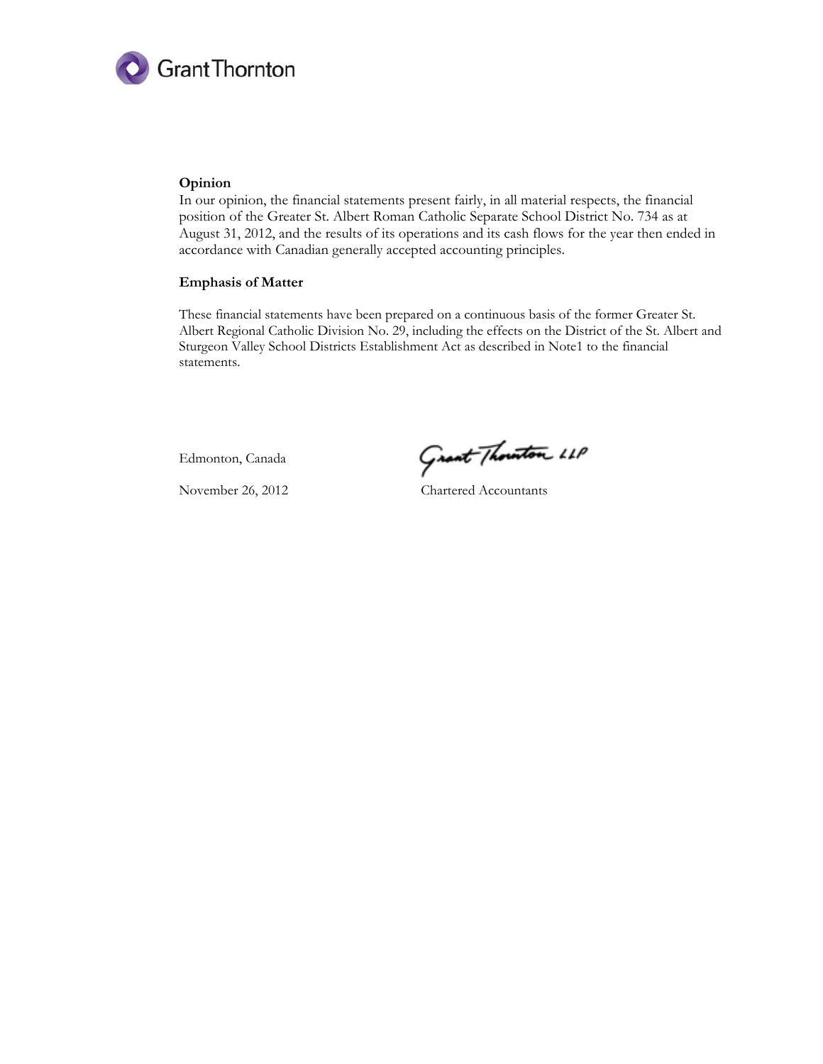**Opinion**

In our opinion, the financial statements present fairly, in all material respects, the financial position of the Greater St. Albert Roman Catholic Separate School District No. 734 as at August 31, 2012, and the results of its operations and its cash flows for the year then ended in accordance with Canadian generally accepted accounting principles.

**Emphasis of Matter**

These financial statements have been prepared on a continuous basis of the former Greater St. Albert Regional Catholic Division No. 29, including the effects on the District of the St. Albert and Sturgeon Valley School Districts Establishment Act as described in Note1 to the financial statements.

Edmonton, Canada

November 26, 2012

Grant Thornton LLP

Chartered Accountants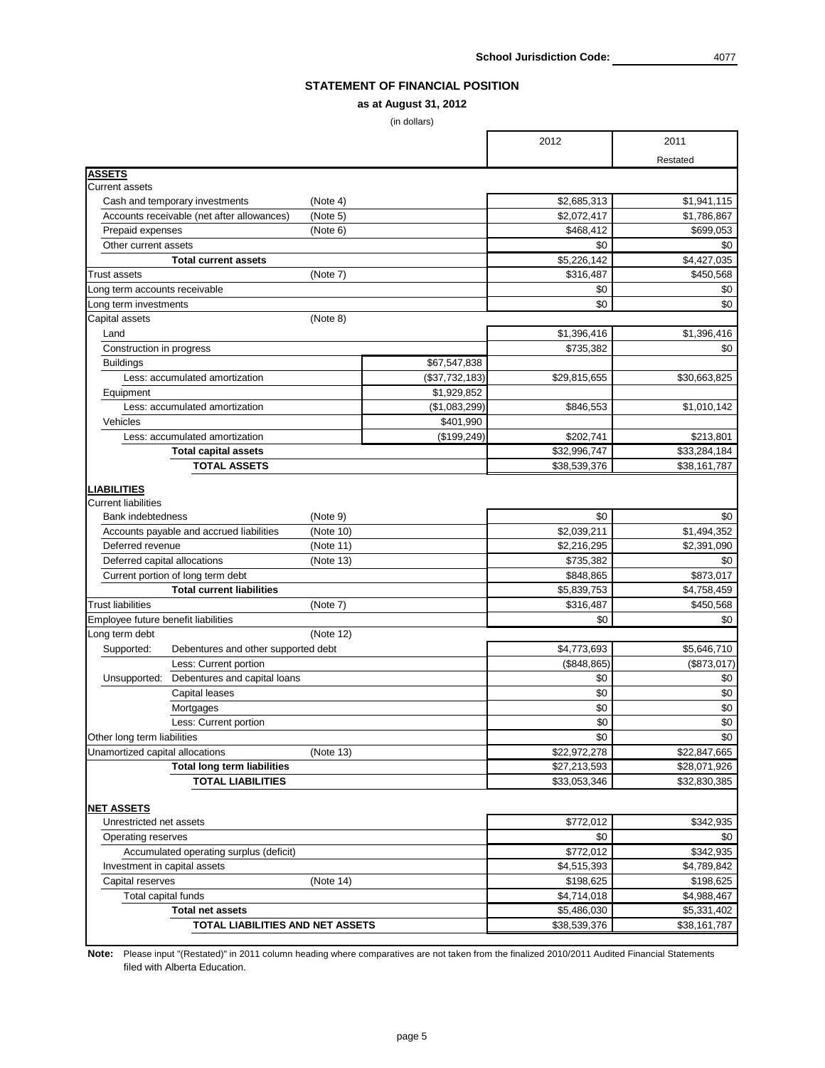School Jurisdiction Code: 4077

## STATEMENT OF FINANCIAL POSITION

**as at August 31, 2012**

(in dollars)

| | | | 2012 | 2011 Restated |
|---|---|---|---|---|
| **ASSETS** | | | | |
| Current assets | | | | |
| Cash and temporary investments | (Note 4) | | $2,685,313 | $1,941,115 |
| Accounts receivable (net after allowances) | (Note 5) | | $2,072,417 | $1,786,867 |
| Prepaid expenses | (Note 6) | | $468,412 | $699,053 |
| Other current assets | | | $0 | $0 |
| **Total current assets** | | | $5,226,142 | $4,427,035 |
| Trust assets | (Note 7) | | $316,487 | $450,568 |
| Long term accounts receivable | | | $0 | $0 |
| Long term investments | | | $0 | $0 |
| Capital assets | (Note 8) | | | |
| Land | | | $1,396,416 | $1,396,416 |
| Construction in progress | | | $735,382 | $0 |
| Buildings | | $67,547,838 | | |
| Less: accumulated amortization | | ($37,732,183) | $29,815,655 | $30,663,825 |
| Equipment | | $1,929,852 | | |
| Less: accumulated amortization | | ($1,083,299) | $846,553 | $1,010,142 |
| Vehicles | | $401,990 | | |
| Less: accumulated amortization | | ($199,249) | $202,741 | $213,801 |
| **Total capital assets** | | | $32,996,747 | $33,284,184 |
| **TOTAL ASSETS** | | | $38,539,376 | $38,161,787 |
| **LIABILITIES** | | | | |
| Current liabilities | | | | |
| Bank indebtedness | (Note 9) | | $0 | $0 |
| Accounts payable and accrued liabilities | (Note 10) | | $2,039,211 | $1,494,352 |
| Deferred revenue | (Note 11) | | $2,216,295 | $2,391,090 |
| Deferred capital allocations | (Note 13) | | $735,382 | $0 |
| Current portion of long term debt | | | $848,865 | $873,017 |
| **Total current liabilities** | | | $5,839,753 | $4,758,459 |
| Trust liabilities | (Note 7) | | $316,487 | $450,568 |
| Employee future benefit liabilities | | | $0 | $0 |
| Long term debt | (Note 12) | | | |
| Supported: Debentures and other supported debt | | | $4,773,693 | $5,646,710 |
| Less: Current portion | | | ($848,865) | ($873,017) |
| Unsupported: Debentures and capital loans | | | $0 | $0 |
| Capital leases | | | $0 | $0 |
| Mortgages | | | $0 | $0 |
| Less: Current portion | | | $0 | $0 |
| Other long term liabilities | | | $0 | $0 |
| Unamortized capital allocations | (Note 13) | | $22,972,278 | $22,847,665 |
| **Total long term liabilities** | | | $27,213,593 | $28,071,926 |
| **TOTAL LIABILITIES** | | | $33,053,346 | $32,830,385 |
| **NET ASSETS** | | | | |
| Unrestricted net assets | | | $772,012 | $342,935 |
| Operating reserves | | | $0 | $0 |
| Accumulated operating surplus (deficit) | | | $772,012 | $342,935 |
| Investment in capital assets | | | $4,515,393 | $4,789,842 |
| Capital reserves | (Note 14) | | $198,625 | $198,625 |
| Total capital funds | | | $4,714,018 | $4,988,467 |
| **Total net assets** | | | $5,486,030 | $5,331,402 |
| **TOTAL LIABILITIES AND NET ASSETS** | | | $38,539,376 | $38,161,787 |

**Note:** Please input "(Restated)" in 2011 column heading where comparatives are not taken from the finalized 2010/2011 Audited Financial Statements filed with Alberta Education.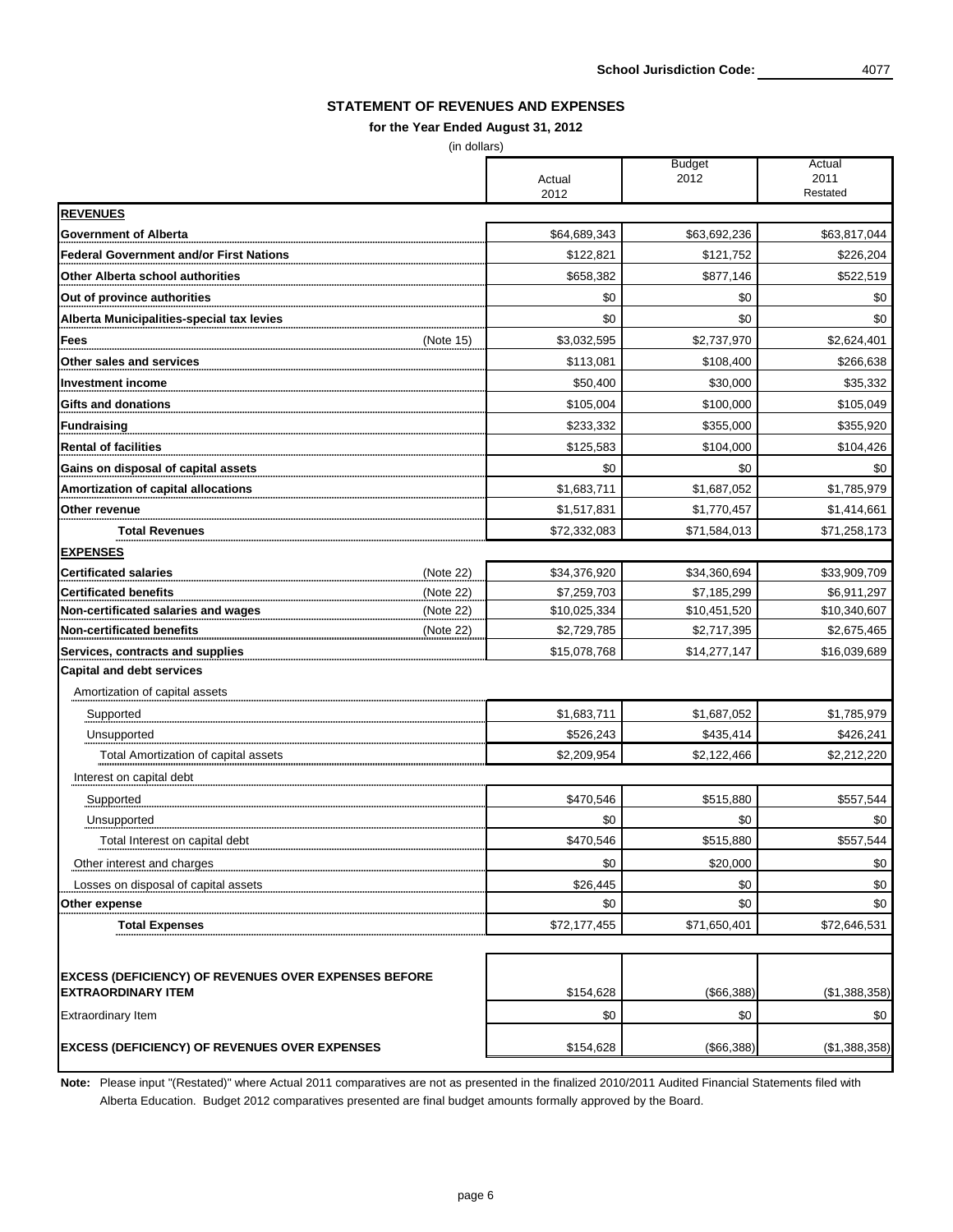School Jurisdiction Code: 4077

## STATEMENT OF REVENUES AND EXPENSES

**for the Year Ended August 31, 2012**

(in dollars)

| | | Actual 2012 | Budget 2012 | Actual 2011 Restated |
|---|---|---|---|---|
| **REVENUES** | | | | |
| **Government of Alberta** | | $64,689,343 | $63,692,236 | $63,817,044 |
| **Federal Government and/or First Nations** | | $122,821 | $121,752 | $226,204 |
| **Other Alberta school authorities** | | $658,382 | $877,146 | $522,519 |
| **Out of province authorities** | | $0 | $0 | $0 |
| **Alberta Municipalities-special tax levies** | | $0 | $0 | $0 |
| **Fees** | (Note 15) | $3,032,595 | $2,737,970 | $2,624,401 |
| **Other sales and services** | | $113,081 | $108,400 | $266,638 |
| **Investment income** | | $50,400 | $30,000 | $35,332 |
| **Gifts and donations** | | $105,004 | $100,000 | $105,049 |
| **Fundraising** | | $233,332 | $355,000 | $355,920 |
| **Rental of facilities** | | $125,583 | $104,000 | $104,426 |
| **Gains on disposal of capital assets** | | $0 | $0 | $0 |
| **Amortization of capital allocations** | | $1,683,711 | $1,687,052 | $1,785,979 |
| **Other revenue** | | $1,517,831 | $1,770,457 | $1,414,661 |
| **Total Revenues** | | $72,332,083 | $71,584,013 | $71,258,173 |
| **EXPENSES** | | | | |
| **Certificated salaries** | (Note 22) | $34,376,920 | $34,360,694 | $33,909,709 |
| **Certificated benefits** | (Note 22) | $7,259,703 | $7,185,299 | $6,911,297 |
| **Non-certificated salaries and wages** | (Note 22) | $10,025,334 | $10,451,520 | $10,340,607 |
| **Non-certificated benefits** | (Note 22) | $2,729,785 | $2,717,395 | $2,675,465 |
| **Services, contracts and supplies** | | $15,078,768 | $14,277,147 | $16,039,689 |
| **Capital and debt services** | | | | |
| Amortization of capital assets | | | | |
| Supported | | $1,683,711 | $1,687,052 | $1,785,979 |
| Unsupported | | $526,243 | $435,414 | $426,241 |
| Total Amortization of capital assets | | $2,209,954 | $2,122,466 | $2,212,220 |
| Interest on capital debt | | | | |
| Supported | | $470,546 | $515,880 | $557,544 |
| Unsupported | | $0 | $0 | $0 |
| Total Interest on capital debt | | $470,546 | $515,880 | $557,544 |
| Other interest and charges | | $0 | $20,000 | $0 |
| Losses on disposal of capital assets | | $26,445 | $0 | $0 |
| **Other expense** | | $0 | $0 | $0 |
| **Total Expenses** | | $72,177,455 | $71,650,401 | $72,646,531 |
| **EXCESS (DEFICIENCY) OF REVENUES OVER EXPENSES BEFORE EXTRAORDINARY ITEM** | | $154,628 | ($66,388) | ($1,388,358) |
| Extraordinary Item | | $0 | $0 | $0 |
| **EXCESS (DEFICIENCY) OF REVENUES OVER EXPENSES** | | $154,628 | ($66,388) | ($1,388,358) |

**Note:** Please input "(Restated)" where Actual 2011 comparatives are not as presented in the finalized 2010/2011 Audited Financial Statements filed with Alberta Education. Budget 2012 comparatives presented are final budget amounts formally approved by the Board.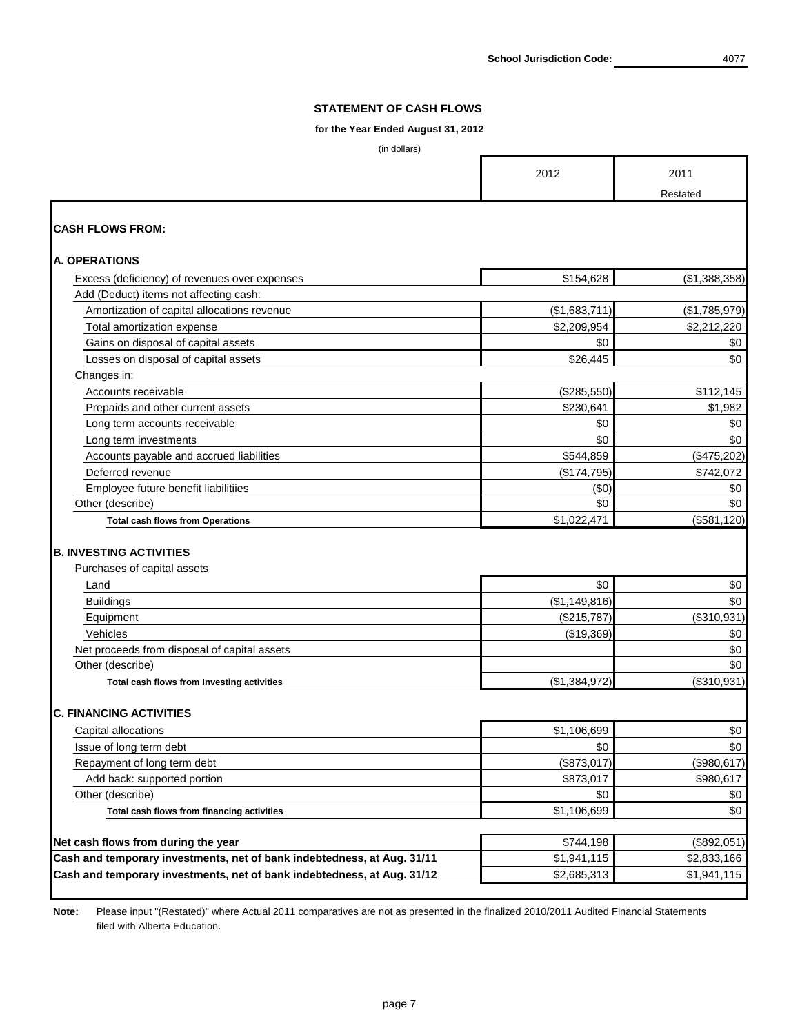School Jurisdiction Code: 4077

## STATEMENT OF CASH FLOWS

**for the Year Ended August 31, 2012**

(in dollars)

| | 2012 | 2011 Restated |
|---|---|---|
| **CASH FLOWS FROM:** | | |
| **A. OPERATIONS** | | |
| Excess (deficiency) of revenues over expenses | $154,628 | ($1,388,358) |
| Add (Deduct) items not affecting cash: | | |
| Amortization of capital allocations revenue | ($1,683,711) | ($1,785,979) |
| Total amortization expense | $2,209,954 | $2,212,220 |
| Gains on disposal of capital assets | $0 | $0 |
| Losses on disposal of capital assets | $26,445 | $0 |
| Changes in: | | |
| Accounts receivable | ($285,550) | $112,145 |
| Prepaids and other current assets | $230,641 | $1,982 |
| Long term accounts receivable | $0 | $0 |
| Long term investments | $0 | $0 |
| Accounts payable and accrued liabilities | $544,859 | ($475,202) |
| Deferred revenue | ($174,795) | $742,072 |
| Employee future benefit liabilitiies | ($0) | $0 |
| Other (describe) | $0 | $0 |
| **Total cash flows from Operations** | $1,022,471 | ($581,120) |
| **B. INVESTING ACTIVITIES** | | |
| Purchases of capital assets | | |
| Land | $0 | $0 |
| Buildings | ($1,149,816) | $0 |
| Equipment | ($215,787) | ($310,931) |
| Vehicles | ($19,369) | $0 |
| Net proceeds from disposal of capital assets | | $0 |
| Other (describe) | | $0 |
| **Total cash flows from Investing activities** | ($1,384,972) | ($310,931) |
| **C. FINANCING ACTIVITIES** | | |
| Capital allocations | $1,106,699 | $0 |
| Issue of long term debt | $0 | $0 |
| Repayment of long term debt | ($873,017) | ($980,617) |
| Add back: supported portion | $873,017 | $980,617 |
| Other (describe) | $0 | $0 |
| **Total cash flows from financing activities** | $1,106,699 | $0 |
| **Net cash flows from during the year** | $744,198 | ($892,051) |
| **Cash and temporary investments, net of bank indebtedness, at Aug. 31/11** | $1,941,115 | $2,833,166 |
| **Cash and temporary investments, net of bank indebtedness, at Aug. 31/12** | $2,685,313 | $1,941,115 |

**Note:** Please input "(Restated)" where Actual 2011 comparatives are not as presented in the finalized 2010/2011 Audited Financial Statements filed with Alberta Education.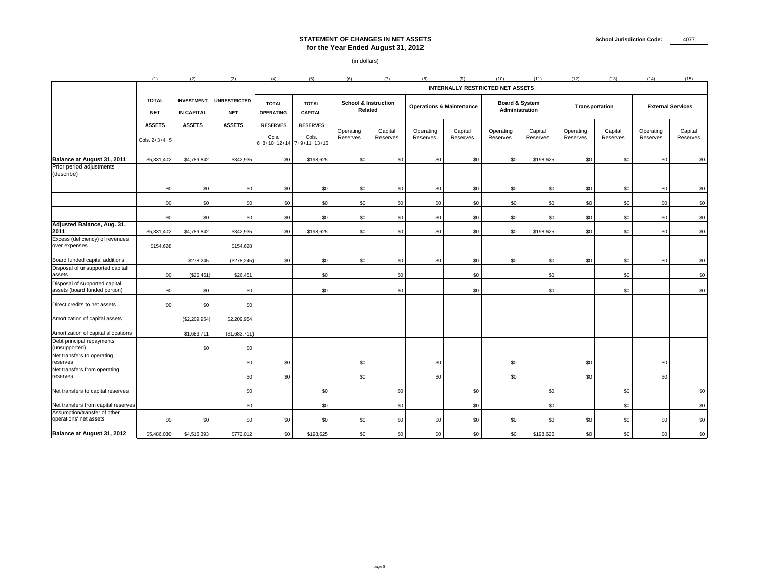# STATEMENT OF CHANGES IN NET ASSETS
## for the Year Ended August 31, 2012

School Jurisdiction Code: 4077

(in dollars)

| | (1) | (2) | (3) | (4) | (5) | (6) | (7) | (8) | (9) | (10) | (11) | (12) | (13) | (14) | (15) |
|---|---|---|---|---|---|---|---|---|---|---|---|---|---|---|---|
| | | | | INTERNALLY RESTRICTED NET ASSETS | | | | | | | | | | | |
| | TOTAL NET ASSETS Cols. 2+3+4+5 | INVESTMENT IN CAPITAL ASSETS | UNRESTRICTED NET ASSETS | TOTAL OPERATING RESERVES Cols. 6+8+10+12+14 | TOTAL CAPITAL RESERVES Cols. 7+9+11+13+15 | School & Instruction Related | | Operations & Maintenance | | Board & System Administration | | Transportation | | External Services | |
| | | | | | | Operating Reserves | Capital Reserves | Operating Reserves | Capital Reserves | Operating Reserves | Capital Reserves | Operating Reserves | Capital Reserves | Operating Reserves | Capital Reserves |
| **Balance at August 31, 2011** | $5,331,402 | $4,789,842 | $342,935 | $0 | $198,625 | $0 | $0 | $0 | $0 | $0 | $198,625 | $0 | $0 | $0 | $0 |
| Prior period adjustments (describe) | | | | | | | | | | | | | | | |
| | $0 | $0 | $0 | $0 | $0 | $0 | $0 | $0 | $0 | $0 | $0 | $0 | $0 | $0 | $0 |
| | $0 | $0 | $0 | $0 | $0 | $0 | $0 | $0 | $0 | $0 | $0 | $0 | $0 | $0 | $0 |
| | $0 | $0 | $0 | $0 | $0 | $0 | $0 | $0 | $0 | $0 | $0 | $0 | $0 | $0 | $0 |
| **Adjusted Balance, Aug. 31, 2011** | $5,331,402 | $4,789,842 | $342,935 | $0 | $198,625 | $0 | $0 | $0 | $0 | $0 | $198,625 | $0 | $0 | $0 | $0 |
| Excess (deficiency) of revenues over expenses | $154,628 | | $154,628 | | | | | | | | | | | | |
| Board funded capital additions | | $278,245 | ($278,245) | $0 | $0 | $0 | $0 | $0 | $0 | $0 | $0 | $0 | $0 | $0 | $0 |
| Disposal of unsupported capital assets | $0 | ($26,451) | $26,451 | | $0 | | $0 | | $0 | | $0 | | $0 | | $0 |
| Disposal of supported capital assets (board funded portion) | $0 | $0 | $0 | | $0 | | $0 | | $0 | | $0 | | $0 | | $0 |
| Direct credits to net assets | $0 | $0 | $0 | | | | | | | | | | | | |
| Amortization of capital assets | | ($2,209,954) | $2,209,954 | | | | | | | | | | | | |
| Amortization of capital allocations | | $1,683,711 | ($1,683,711) | | | | | | | | | | | | |
| Debt principal repayments (unsupported) | | $0 | $0 | | | | | | | | | | | | |
| Net transfers to operating reserves | | | $0 | $0 | | $0 | | $0 | | $0 | | $0 | | $0 | |
| Net transfers from operating reserves | | | $0 | $0 | | $0 | | $0 | | $0 | | $0 | | $0 | |
| Net transfers to capital reserves | | | $0 | | $0 | | $0 | | $0 | | $0 | | $0 | | $0 |
| Net transfers from capital reserves | | | $0 | | $0 | | $0 | | $0 | | $0 | | $0 | | $0 |
| Assumption/transfer of other operations' net assets | $0 | $0 | $0 | $0 | $0 | $0 | $0 | $0 | $0 | $0 | $0 | $0 | $0 | $0 | $0 |
| **Balance at August 31, 2012** | $5,486,030 | $4,515,393 | $772,012 | $0 | $198,625 | $0 | $0 | $0 | $0 | $0 | $198,625 | $0 | $0 | $0 | $0 |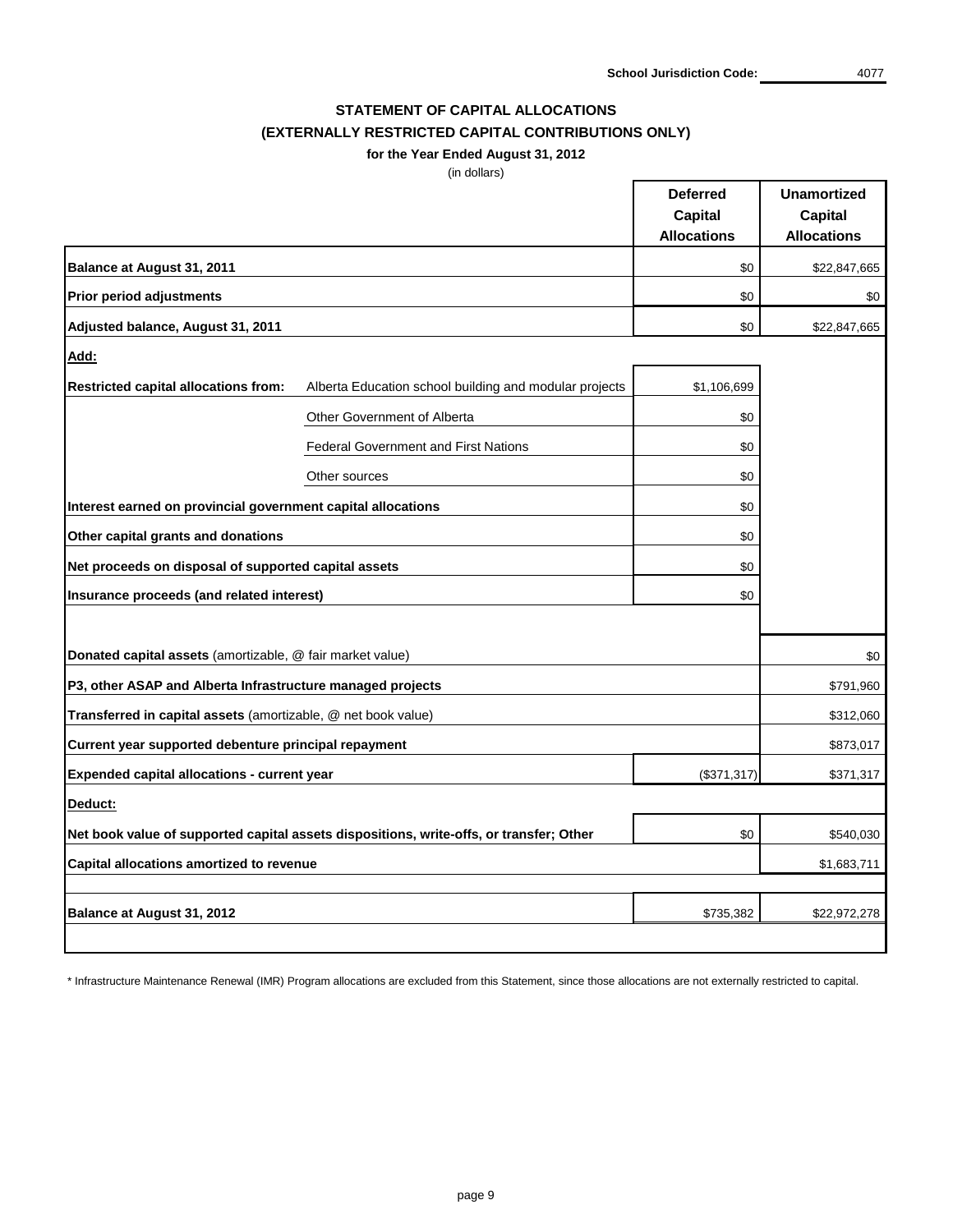School Jurisdiction Code: 4077

## STATEMENT OF CAPITAL ALLOCATIONS
## (EXTERNALLY RESTRICTED CAPITAL CONTRIBUTIONS ONLY)

**for the Year Ended August 31, 2012**

(in dollars)

| | | Deferred Capital Allocations | Unamortized Capital Allocations |
|---|---|---|---|
| **Balance at August 31, 2011** | | $0 | $22,847,665 |
| **Prior period adjustments** | | $0 | $0 |
| **Adjusted balance, August 31, 2011** | | $0 | $22,847,665 |
| **Add:** | | | |
| **Restricted capital allocations from:** | Alberta Education school building and modular projects | $1,106,699 | |
| | Other Government of Alberta | $0 | |
| | Federal Government and First Nations | $0 | |
| | Other sources | $0 | |
| **Interest earned on provincial government capital allocations** | | $0 | |
| **Other capital grants and donations** | | $0 | |
| **Net proceeds on disposal of supported capital assets** | | $0 | |
| **Insurance proceeds (and related interest)** | | $0 | |
| **Donated capital assets** (amortizable, @ fair market value) | | | $0 |
| **P3, other ASAP and Alberta Infrastructure managed projects** | | | $791,960 |
| **Transferred in capital assets** (amortizable, @ net book value) | | | $312,060 |
| **Current year supported debenture principal repayment** | | | $873,017 |
| **Expended capital allocations - current year** | | ($371,317) | $371,317 |
| **Deduct:** | | | |
| **Net book value of supported capital assets dispositions, write-offs, or transfer; Other** | | $0 | $540,030 |
| **Capital allocations amortized to revenue** | | | $1,683,711 |
| **Balance at August 31, 2012** | | $735,382 | $22,972,278 |

* Infrastructure Maintenance Renewal (IMR) Program allocations are excluded from this Statement, since those allocations are not externally restricted to capital.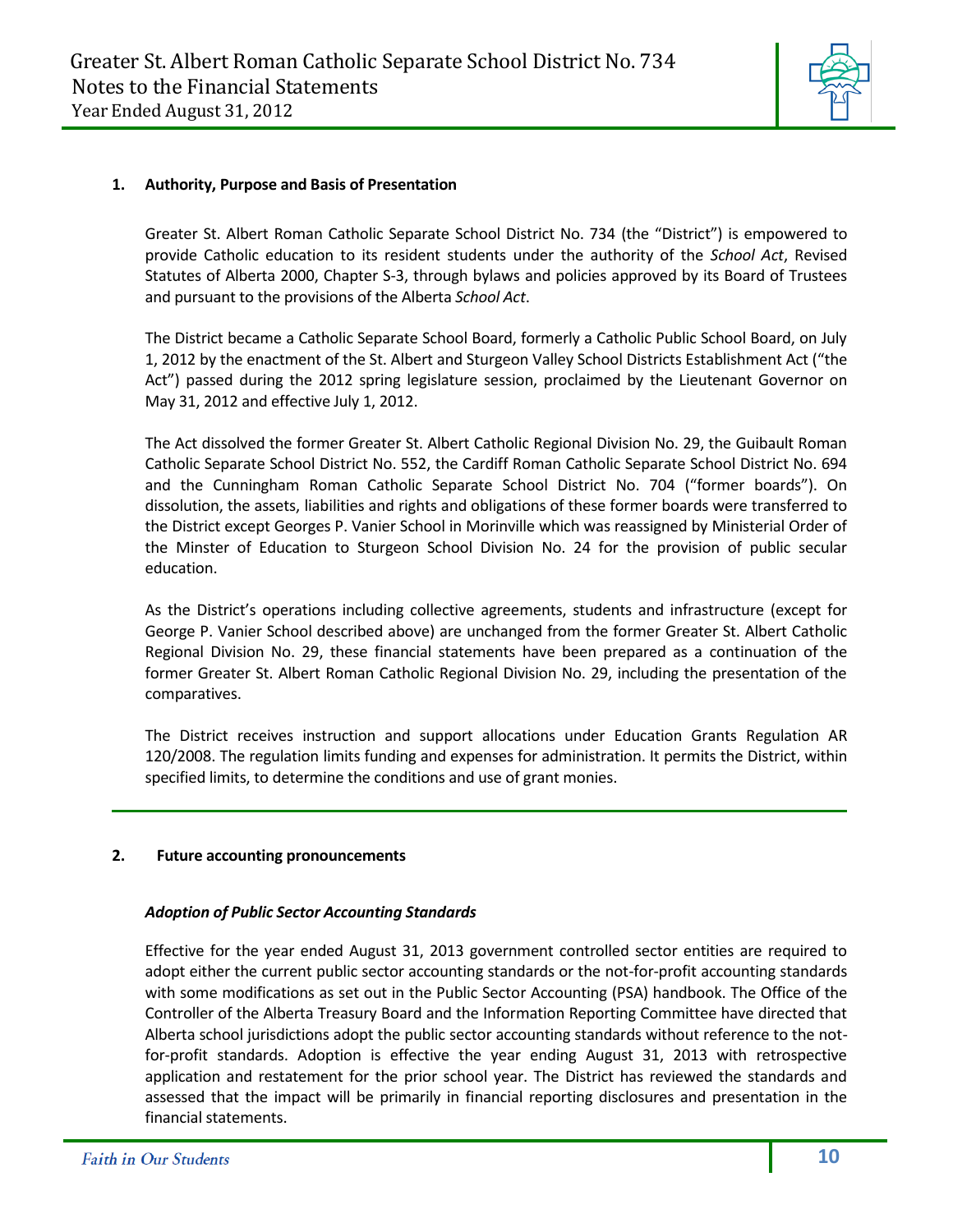## 1. Authority, Purpose and Basis of Presentation

Greater St. Albert Roman Catholic Separate School District No. 734 (the "District") is empowered to provide Catholic education to its resident students under the authority of the *School Act*, Revised Statutes of Alberta 2000, Chapter S-3, through bylaws and policies approved by its Board of Trustees and pursuant to the provisions of the Alberta *School Act*.

The District became a Catholic Separate School Board, formerly a Catholic Public School Board, on July 1, 2012 by the enactment of the St. Albert and Sturgeon Valley School Districts Establishment Act ("the Act") passed during the 2012 spring legislature session, proclaimed by the Lieutenant Governor on May 31, 2012 and effective July 1, 2012.

The Act dissolved the former Greater St. Albert Catholic Regional Division No. 29, the Guibault Roman Catholic Separate School District No. 552, the Cardiff Roman Catholic Separate School District No. 694 and the Cunningham Roman Catholic Separate School District No. 704 ("former boards"). On dissolution, the assets, liabilities and rights and obligations of these former boards were transferred to the District except Georges P. Vanier School in Morinville which was reassigned by Ministerial Order of the Minster of Education to Sturgeon School Division No. 24 for the provision of public secular education.

As the District's operations including collective agreements, students and infrastructure (except for George P. Vanier School described above) are unchanged from the former Greater St. Albert Catholic Regional Division No. 29, these financial statements have been prepared as a continuation of the former Greater St. Albert Roman Catholic Regional Division No. 29, including the presentation of the comparatives.

The District receives instruction and support allocations under Education Grants Regulation AR 120/2008. The regulation limits funding and expenses for administration. It permits the District, within specified limits, to determine the conditions and use of grant monies.

## 2. Future accounting pronouncements

***Adoption of Public Sector Accounting Standards***

Effective for the year ended August 31, 2013 government controlled sector entities are required to adopt either the current public sector accounting standards or the not-for-profit accounting standards with some modifications as set out in the Public Sector Accounting (PSA) handbook. The Office of the Controller of the Alberta Treasury Board and the Information Reporting Committee have directed that Alberta school jurisdictions adopt the public sector accounting standards without reference to the not-for-profit standards. Adoption is effective the year ending August 31, 2013 with retrospective application and restatement for the prior school year. The District has reviewed the standards and assessed that the impact will be primarily in financial reporting disclosures and presentation in the financial statements.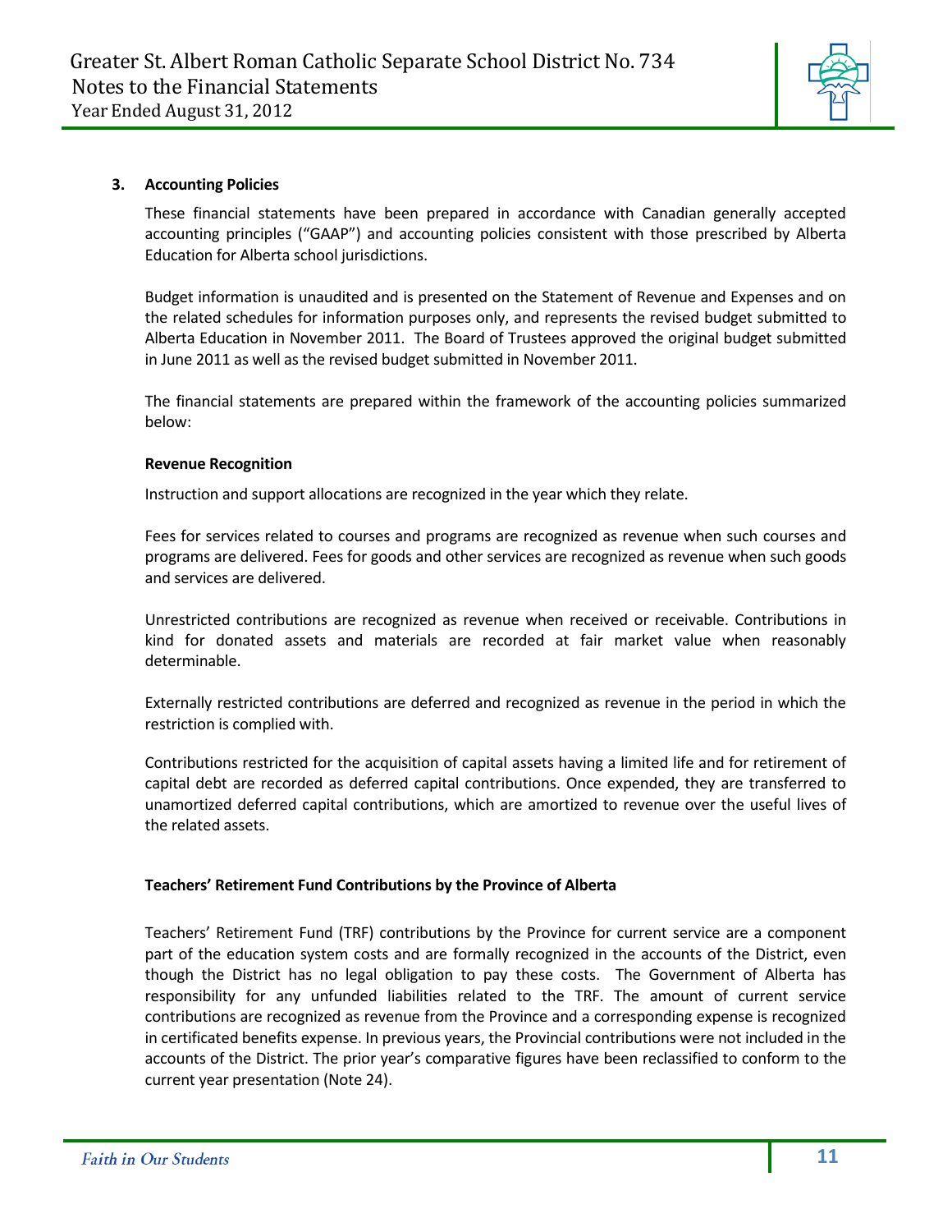### 3. Accounting Policies

These financial statements have been prepared in accordance with Canadian generally accepted accounting principles ("GAAP") and accounting policies consistent with those prescribed by Alberta Education for Alberta school jurisdictions.

Budget information is unaudited and is presented on the Statement of Revenue and Expenses and on the related schedules for information purposes only, and represents the revised budget submitted to Alberta Education in November 2011. The Board of Trustees approved the original budget submitted in June 2011 as well as the revised budget submitted in November 2011.

The financial statements are prepared within the framework of the accounting policies summarized below:

**Revenue Recognition**

Instruction and support allocations are recognized in the year which they relate.

Fees for services related to courses and programs are recognized as revenue when such courses and programs are delivered. Fees for goods and other services are recognized as revenue when such goods and services are delivered.

Unrestricted contributions are recognized as revenue when received or receivable. Contributions in kind for donated assets and materials are recorded at fair market value when reasonably determinable.

Externally restricted contributions are deferred and recognized as revenue in the period in which the restriction is complied with.

Contributions restricted for the acquisition of capital assets having a limited life and for retirement of capital debt are recorded as deferred capital contributions. Once expended, they are transferred to unamortized deferred capital contributions, which are amortized to revenue over the useful lives of the related assets.

**Teachers' Retirement Fund Contributions by the Province of Alberta**

Teachers' Retirement Fund (TRF) contributions by the Province for current service are a component part of the education system costs and are formally recognized in the accounts of the District, even though the District has no legal obligation to pay these costs. The Government of Alberta has responsibility for any unfunded liabilities related to the TRF. The amount of current service contributions are recognized as revenue from the Province and a corresponding expense is recognized in certificated benefits expense. In previous years, the Provincial contributions were not included in the accounts of the District. The prior year's comparative figures have been reclassified to conform to the current year presentation (Note 24).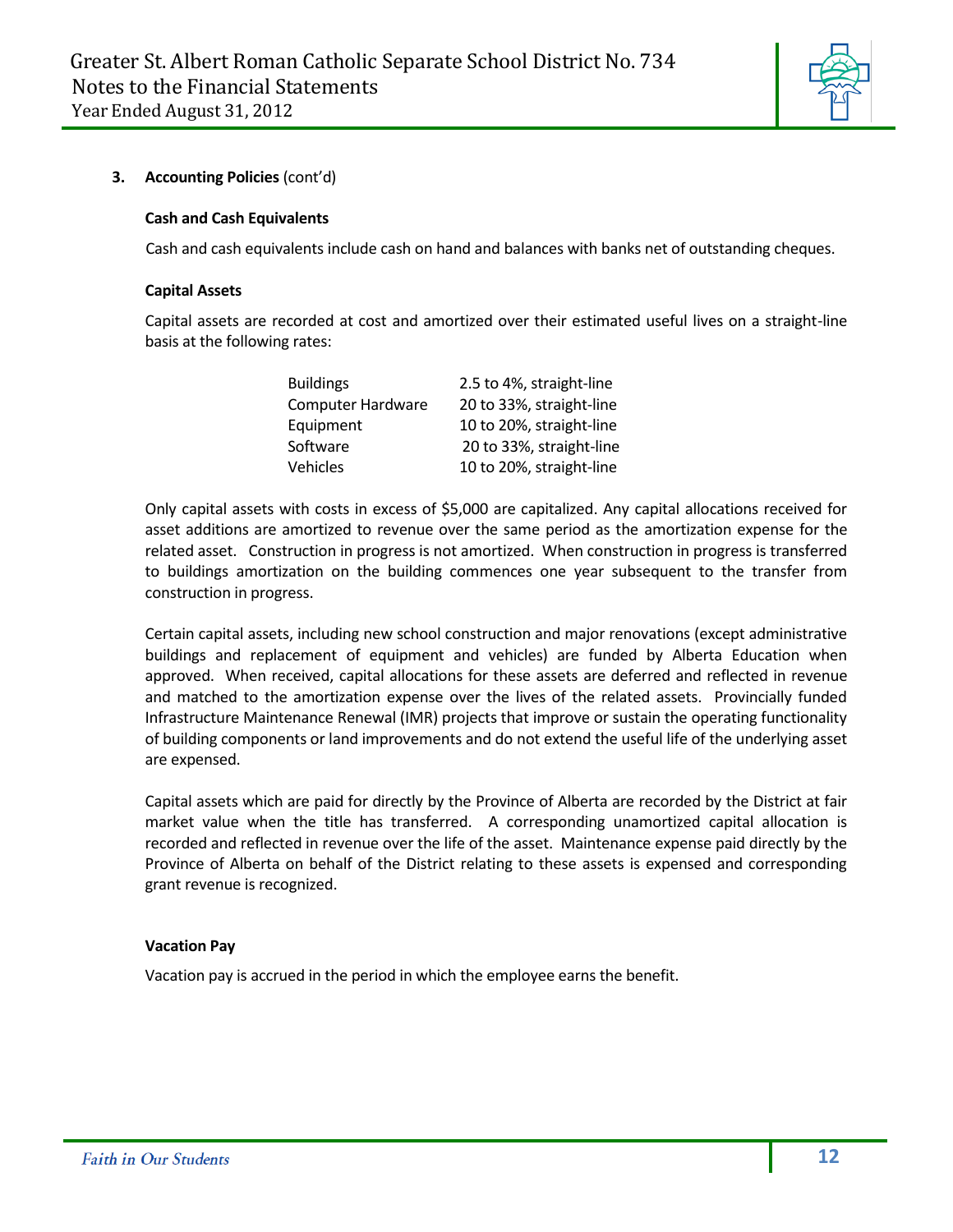### 3. Accounting Policies (cont'd)

**Cash and Cash Equivalents**

Cash and cash equivalents include cash on hand and balances with banks net of outstanding cheques.

**Capital Assets**

Capital assets are recorded at cost and amortized over their estimated useful lives on a straight-line basis at the following rates:

| | |
|---|---|
| Buildings | 2.5 to 4%, straight-line |
| Computer Hardware | 20 to 33%, straight-line |
| Equipment | 10 to 20%, straight-line |
| Software | 20 to 33%, straight-line |
| Vehicles | 10 to 20%, straight-line |

Only capital assets with costs in excess of $5,000 are capitalized. Any capital allocations received for asset additions are amortized to revenue over the same period as the amortization expense for the related asset. Construction in progress is not amortized. When construction in progress is transferred to buildings amortization on the building commences one year subsequent to the transfer from construction in progress.

Certain capital assets, including new school construction and major renovations (except administrative buildings and replacement of equipment and vehicles) are funded by Alberta Education when approved. When received, capital allocations for these assets are deferred and reflected in revenue and matched to the amortization expense over the lives of the related assets. Provincially funded Infrastructure Maintenance Renewal (IMR) projects that improve or sustain the operating functionality of building components or land improvements and do not extend the useful life of the underlying asset are expensed.

Capital assets which are paid for directly by the Province of Alberta are recorded by the District at fair market value when the title has transferred. A corresponding unamortized capital allocation is recorded and reflected in revenue over the life of the asset. Maintenance expense paid directly by the Province of Alberta on behalf of the District relating to these assets is expensed and corresponding grant revenue is recognized.

**Vacation Pay**

Vacation pay is accrued in the period in which the employee earns the benefit.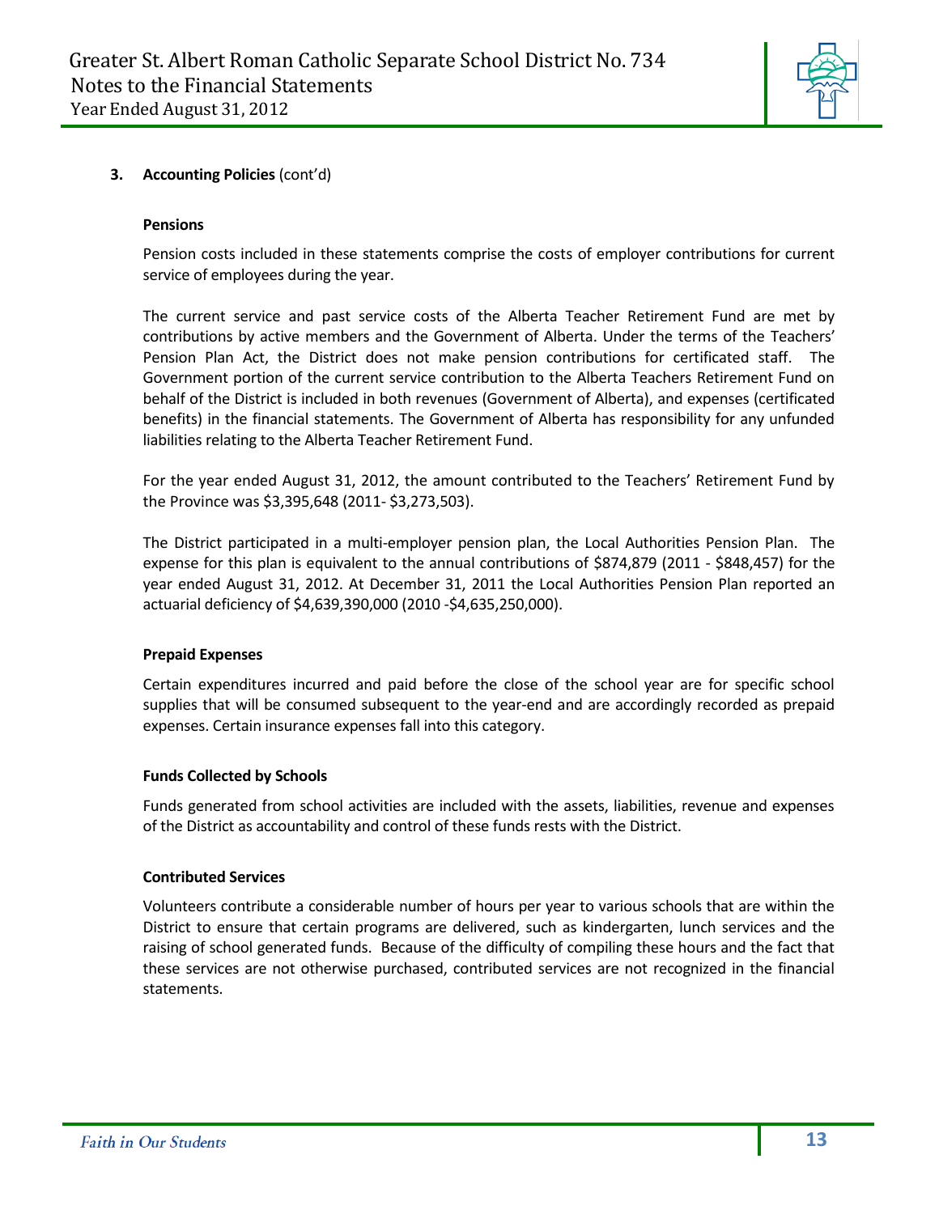### 3. Accounting Policies (cont'd)

**Pensions**

Pension costs included in these statements comprise the costs of employer contributions for current service of employees during the year.

The current service and past service costs of the Alberta Teacher Retirement Fund are met by contributions by active members and the Government of Alberta. Under the terms of the Teachers' Pension Plan Act, the District does not make pension contributions for certificated staff. The Government portion of the current service contribution to the Alberta Teachers Retirement Fund on behalf of the District is included in both revenues (Government of Alberta), and expenses (certificated benefits) in the financial statements. The Government of Alberta has responsibility for any unfunded liabilities relating to the Alberta Teacher Retirement Fund.

For the year ended August 31, 2012, the amount contributed to the Teachers' Retirement Fund by the Province was $3,395,648 (2011- $3,273,503).

The District participated in a multi-employer pension plan, the Local Authorities Pension Plan. The expense for this plan is equivalent to the annual contributions of $874,879 (2011 - $848,457) for the year ended August 31, 2012. At December 31, 2011 the Local Authorities Pension Plan reported an actuarial deficiency of $4,639,390,000 (2010 -$4,635,250,000).

**Prepaid Expenses**

Certain expenditures incurred and paid before the close of the school year are for specific school supplies that will be consumed subsequent to the year-end and are accordingly recorded as prepaid expenses. Certain insurance expenses fall into this category.

**Funds Collected by Schools**

Funds generated from school activities are included with the assets, liabilities, revenue and expenses of the District as accountability and control of these funds rests with the District.

**Contributed Services**

Volunteers contribute a considerable number of hours per year to various schools that are within the District to ensure that certain programs are delivered, such as kindergarten, lunch services and the raising of school generated funds. Because of the difficulty of compiling these hours and the fact that these services are not otherwise purchased, contributed services are not recognized in the financial statements.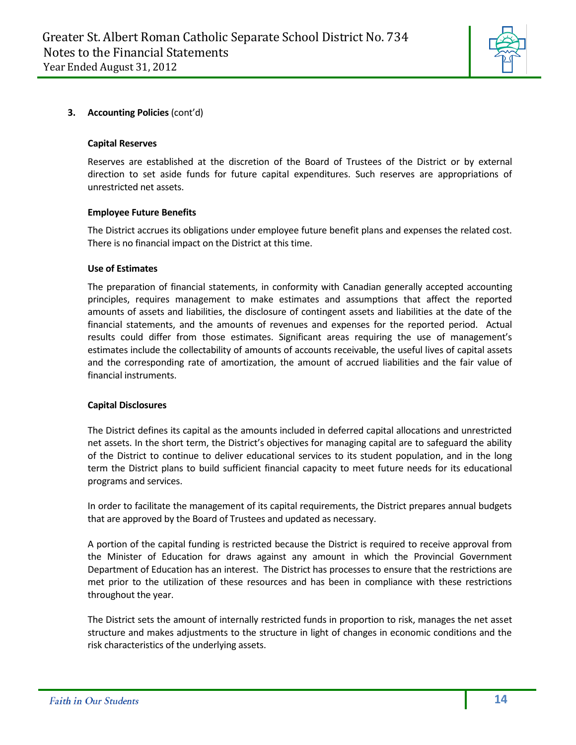**3. Accounting Policies** (cont'd)

**Capital Reserves**

Reserves are established at the discretion of the Board of Trustees of the District or by external direction to set aside funds for future capital expenditures. Such reserves are appropriations of unrestricted net assets.

**Employee Future Benefits**

The District accrues its obligations under employee future benefit plans and expenses the related cost. There is no financial impact on the District at this time.

**Use of Estimates**

The preparation of financial statements, in conformity with Canadian generally accepted accounting principles, requires management to make estimates and assumptions that affect the reported amounts of assets and liabilities, the disclosure of contingent assets and liabilities at the date of the financial statements, and the amounts of revenues and expenses for the reported period. Actual results could differ from those estimates. Significant areas requiring the use of management's estimates include the collectability of amounts of accounts receivable, the useful lives of capital assets and the corresponding rate of amortization, the amount of accrued liabilities and the fair value of financial instruments.

**Capital Disclosures**

The District defines its capital as the amounts included in deferred capital allocations and unrestricted net assets. In the short term, the District's objectives for managing capital are to safeguard the ability of the District to continue to deliver educational services to its student population, and in the long term the District plans to build sufficient financial capacity to meet future needs for its educational programs and services.

In order to facilitate the management of its capital requirements, the District prepares annual budgets that are approved by the Board of Trustees and updated as necessary.

A portion of the capital funding is restricted because the District is required to receive approval from the Minister of Education for draws against any amount in which the Provincial Government Department of Education has an interest. The District has processes to ensure that the restrictions are met prior to the utilization of these resources and has been in compliance with these restrictions throughout the year.

The District sets the amount of internally restricted funds in proportion to risk, manages the net asset structure and makes adjustments to the structure in light of changes in economic conditions and the risk characteristics of the underlying assets.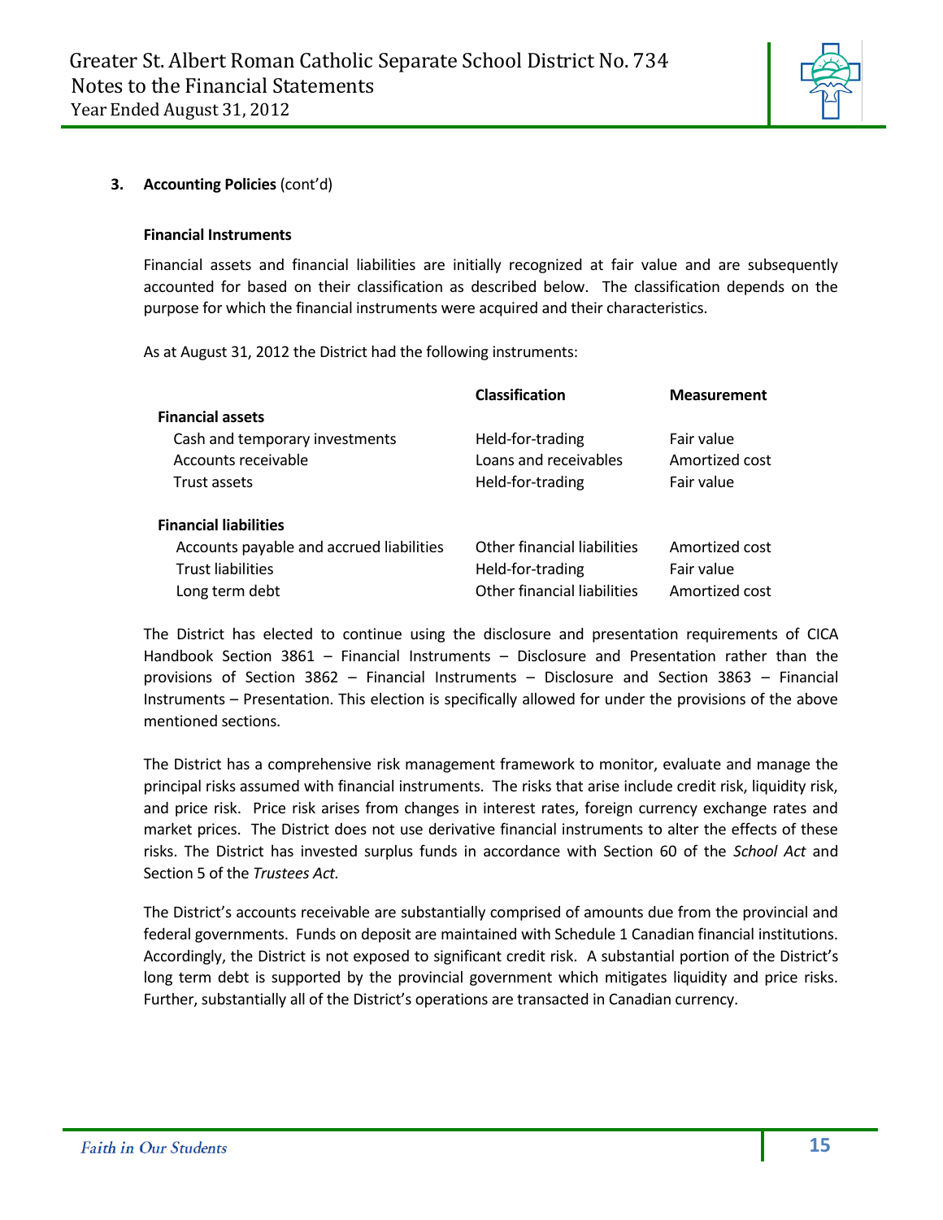**3. Accounting Policies** (cont'd)

**Financial Instruments**

Financial assets and financial liabilities are initially recognized at fair value and are subsequently accounted for based on their classification as described below. The classification depends on the purpose for which the financial instruments were acquired and their characteristics.

As at August 31, 2012 the District had the following instruments:

| | Classification | Measurement |
|---|---|---|
| **Financial assets** | | |
| Cash and temporary investments | Held-for-trading | Fair value |
| Accounts receivable | Loans and receivables | Amortized cost |
| Trust assets | Held-for-trading | Fair value |
| **Financial liabilities** | | |
| Accounts payable and accrued liabilities | Other financial liabilities | Amortized cost |
| Trust liabilities | Held-for-trading | Fair value |
| Long term debt | Other financial liabilities | Amortized cost |

The District has elected to continue using the disclosure and presentation requirements of CICA Handbook Section 3861 – Financial Instruments – Disclosure and Presentation rather than the provisions of Section 3862 – Financial Instruments – Disclosure and Section 3863 – Financial Instruments – Presentation. This election is specifically allowed for under the provisions of the above mentioned sections.

The District has a comprehensive risk management framework to monitor, evaluate and manage the principal risks assumed with financial instruments. The risks that arise include credit risk, liquidity risk, and price risk. Price risk arises from changes in interest rates, foreign currency exchange rates and market prices. The District does not use derivative financial instruments to alter the effects of these risks. The District has invested surplus funds in accordance with Section 60 of the *School Act* and Section 5 of the *Trustees Act.*

The District's accounts receivable are substantially comprised of amounts due from the provincial and federal governments. Funds on deposit are maintained with Schedule 1 Canadian financial institutions. Accordingly, the District is not exposed to significant credit risk. A substantial portion of the District's long term debt is supported by the provincial government which mitigates liquidity and price risks. Further, substantially all of the District's operations are transacted in Canadian currency.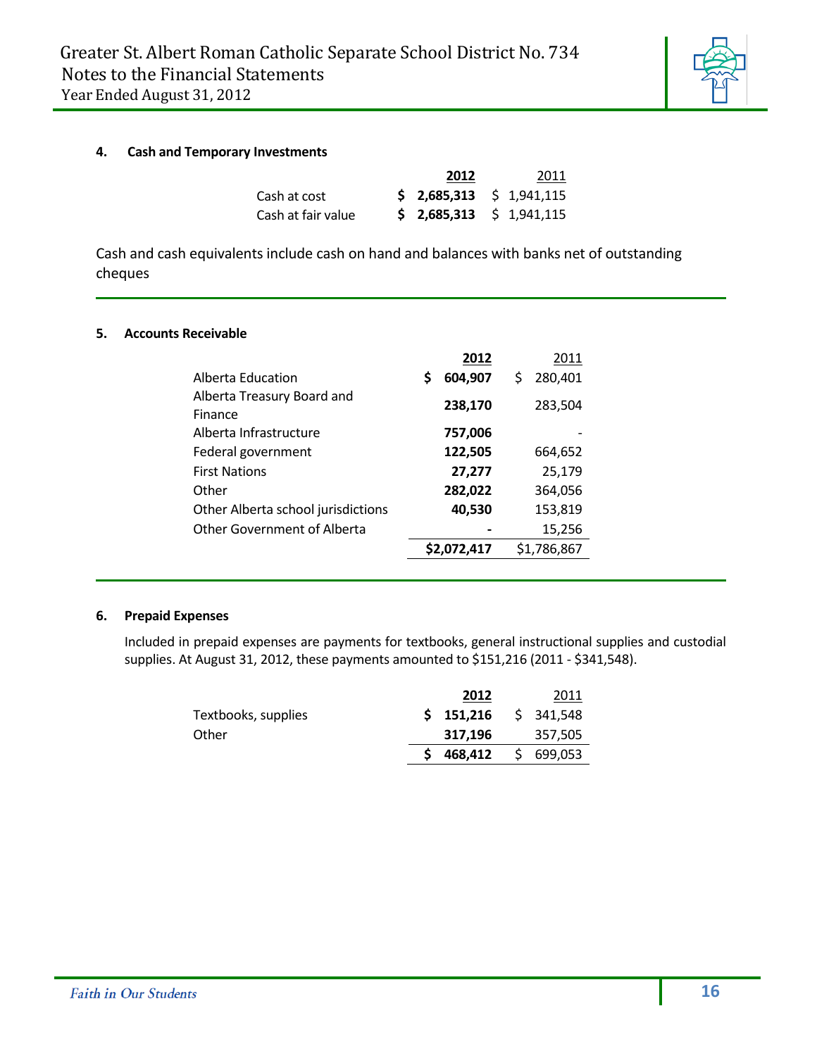#### 4. Cash and Temporary Investments

| | 2012 | 2011 |
|---|---|---|
| Cash at cost | **$ 2,685,313** | $ 1,941,115 |
| Cash at fair value | **$ 2,685,313** | $ 1,941,115 |

Cash and cash equivalents include cash on hand and balances with banks net of outstanding cheques

#### 5. Accounts Receivable

| | 2012 | 2011 |
|---|---|---|
| Alberta Education | **$ 604,907** | $ 280,401 |
| Alberta Treasury Board and Finance | **238,170** | 283,504 |
| Alberta Infrastructure | **757,006** | - |
| Federal government | **122,505** | 664,652 |
| First Nations | **27,277** | 25,179 |
| Other | **282,022** | 364,056 |
| Other Alberta school jurisdictions | **40,530** | 153,819 |
| Other Government of Alberta | **-** | 15,256 |
| | **$2,072,417** | $1,786,867 |

#### 6. Prepaid Expenses

Included in prepaid expenses are payments for textbooks, general instructional supplies and custodial supplies. At August 31, 2012, these payments amounted to $151,216 (2011 - $341,548).

| | 2012 | 2011 |
|---|---|---|
| Textbooks, supplies | **$ 151,216** | $ 341,548 |
| Other | **317,196** | 357,505 |
| | **$ 468,412** | $ 699,053 |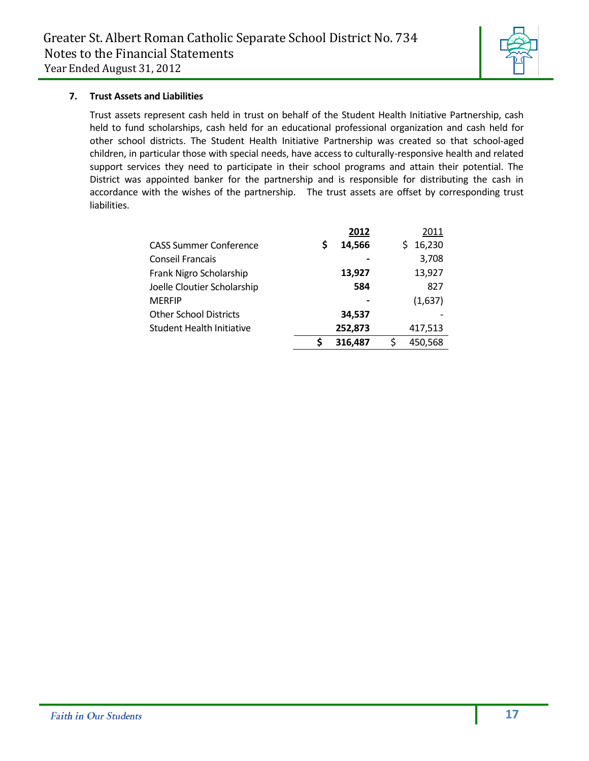## 7. Trust Assets and Liabilities

Trust assets represent cash held in trust on behalf of the Student Health Initiative Partnership, cash held to fund scholarships, cash held for an educational professional organization and cash held for other school districts. The Student Health Initiative Partnership was created so that school-aged children, in particular those with special needs, have access to culturally-responsive health and related support services they need to participate in their school programs and attain their potential. The District was appointed banker for the partnership and is responsible for distributing the cash in accordance with the wishes of the partnership. The trust assets are offset by corresponding trust liabilities.

| | 2012 | 2011 |
|---|---|---|
| CASS Summer Conference | **$ 14,566** | $ 16,230 |
| Conseil Francais | **-** | 3,708 |
| Frank Nigro Scholarship | **13,927** | 13,927 |
| Joelle Cloutier Scholarship | **584** | 827 |
| MERFIP | **-** | (1,637) |
| Other School Districts | **34,537** | - |
| Student Health Initiative | **252,873** | 417,513 |
| | **$ 316,487** | $ 450,568 |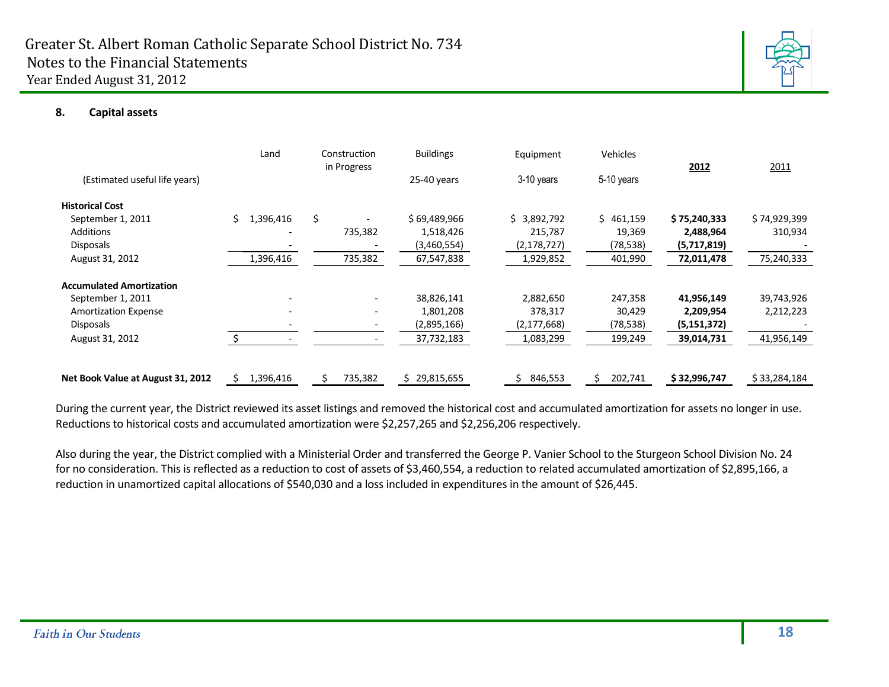## 8. Capital assets

| | Land | Construction in Progress | Buildings | Equipment | Vehicles | **2012** | 2011 |
|---|---|---|---|---|---|---|---|
| (Estimated useful life years) | | | 25-40 years | 3-10 years | 5-10 years | | |
| **Historical Cost** | | | | | | | |
| September 1, 2011 | $ 1,396,416 | $ - | $ 69,489,966 | $ 3,892,792 | $ 461,159 | **$ 75,240,333** | $ 74,929,399 |
| Additions | - | 735,382 | 1,518,426 | 215,787 | 19,369 | **2,488,964** | 310,934 |
| Disposals | - | - | (3,460,554) | (2,178,727) | (78,538) | **(5,717,819)** | - |
| August 31, 2012 | 1,396,416 | 735,382 | 67,547,838 | 1,929,852 | 401,990 | **72,011,478** | 75,240,333 |
| **Accumulated Amortization** | | | | | | | |
| September 1, 2011 | - | - | 38,826,141 | 2,882,650 | 247,358 | **41,956,149** | 39,743,926 |
| Amortization Expense | - | - | 1,801,208 | 378,317 | 30,429 | **2,209,954** | 2,212,223 |
| Disposals | - | - | (2,895,166) | (2,177,668) | (78,538) | **(5,151,372)** | - |
| August 31, 2012 | $ - | - | 37,732,183 | 1,083,299 | 199,249 | **39,014,731** | 41,956,149 |
| **Net Book Value at August 31, 2012** | $ 1,396,416 | $ 735,382 | $ 29,815,655 | $ 846,553 | $ 202,741 | **$ 32,996,747** | $ 33,284,184 |

During the current year, the District reviewed its asset listings and removed the historical cost and accumulated amortization for assets no longer in use. Reductions to historical costs and accumulated amortization were $2,257,265 and $2,256,206 respectively.

Also during the year, the District complied with a Ministerial Order and transferred the George P. Vanier School to the Sturgeon School Division No. 24 for no consideration. This is reflected as a reduction to cost of assets of $3,460,554, a reduction to related accumulated amortization of $2,895,166, a reduction in unamortized capital allocations of $540,030 and a loss included in expenditures in the amount of $26,445.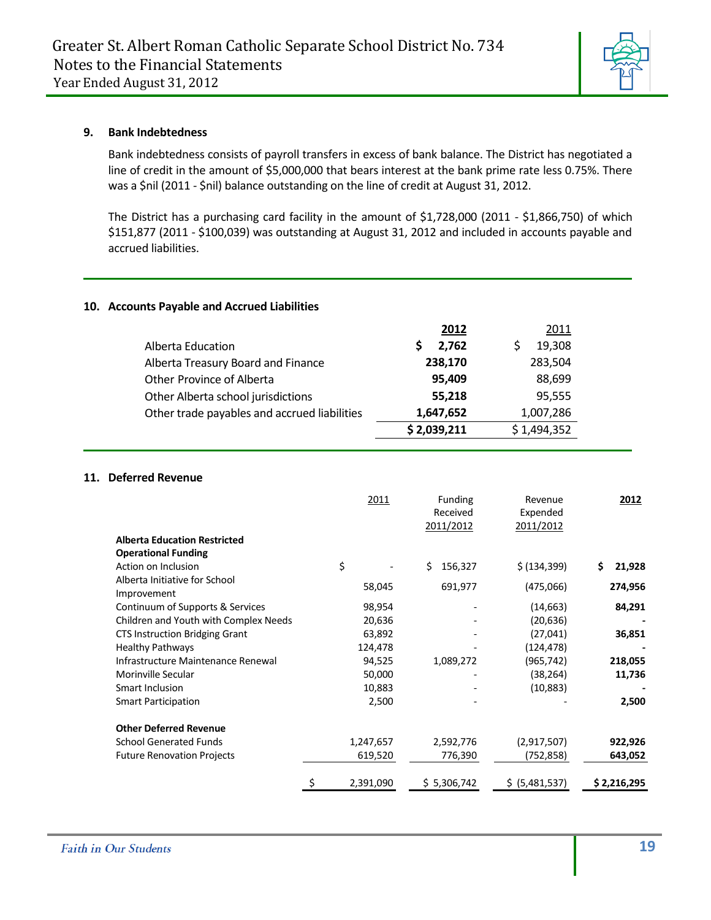## 9. Bank Indebtedness

Bank indebtedness consists of payroll transfers in excess of bank balance. The District has negotiated a line of credit in the amount of $5,000,000 that bears interest at the bank prime rate less 0.75%. There was a $nil (2011 - $nil) balance outstanding on the line of credit at August 31, 2012.

The District has a purchasing card facility in the amount of $1,728,000 (2011 - $1,866,750) of which $151,877 (2011 - $100,039) was outstanding at August 31, 2012 and included in accounts payable and accrued liabilities.

## 10. Accounts Payable and Accrued Liabilities

| | **2012** | 2011 |
|---|---|---|
| Alberta Education | **$ 2,762** | $ 19,308 |
| Alberta Treasury Board and Finance | **238,170** | 283,504 |
| Other Province of Alberta | **95,409** | 88,699 |
| Other Alberta school jurisdictions | **55,218** | 95,555 |
| Other trade payables and accrued liabilities | **1,647,652** | 1,007,286 |
| | **$ 2,039,211** | $ 1,494,352 |

## 11. Deferred Revenue

| | 2011 | Funding Received 2011/2012 | Revenue Expended 2011/2012 | **2012** |
|---|---|---|---|---|
| **Alberta Education Restricted Operational Funding** | | | | |
| Action on Inclusion | $ - | $ 156,327 | $ (134,399) | **$ 21,928** |
| Alberta Initiative for School Improvement | 58,045 | 691,977 | (475,066) | **274,956** |
| Continuum of Supports & Services | 98,954 | - | (14,663) | **84,291** |
| Children and Youth with Complex Needs | 20,636 | - | (20,636) | **-** |
| CTS Instruction Bridging Grant | 63,892 | - | (27,041) | **36,851** |
| Healthy Pathways | 124,478 | - | (124,478) | **-** |
| Infrastructure Maintenance Renewal | 94,525 | 1,089,272 | (965,742) | **218,055** |
| Morinville Secular | 50,000 | - | (38,264) | **11,736** |
| Smart Inclusion | 10,883 | - | (10,883) | **-** |
| Smart Participation | 2,500 | - | - | **2,500** |
| **Other Deferred Revenue** | | | | |
| School Generated Funds | 1,247,657 | 2,592,776 | (2,917,507) | **922,926** |
| Future Renovation Projects | 619,520 | 776,390 | (752,858) | **643,052** |
| | $ 2,391,090 | $ 5,306,742 | $ (5,481,537) | **$ 2,216,295** |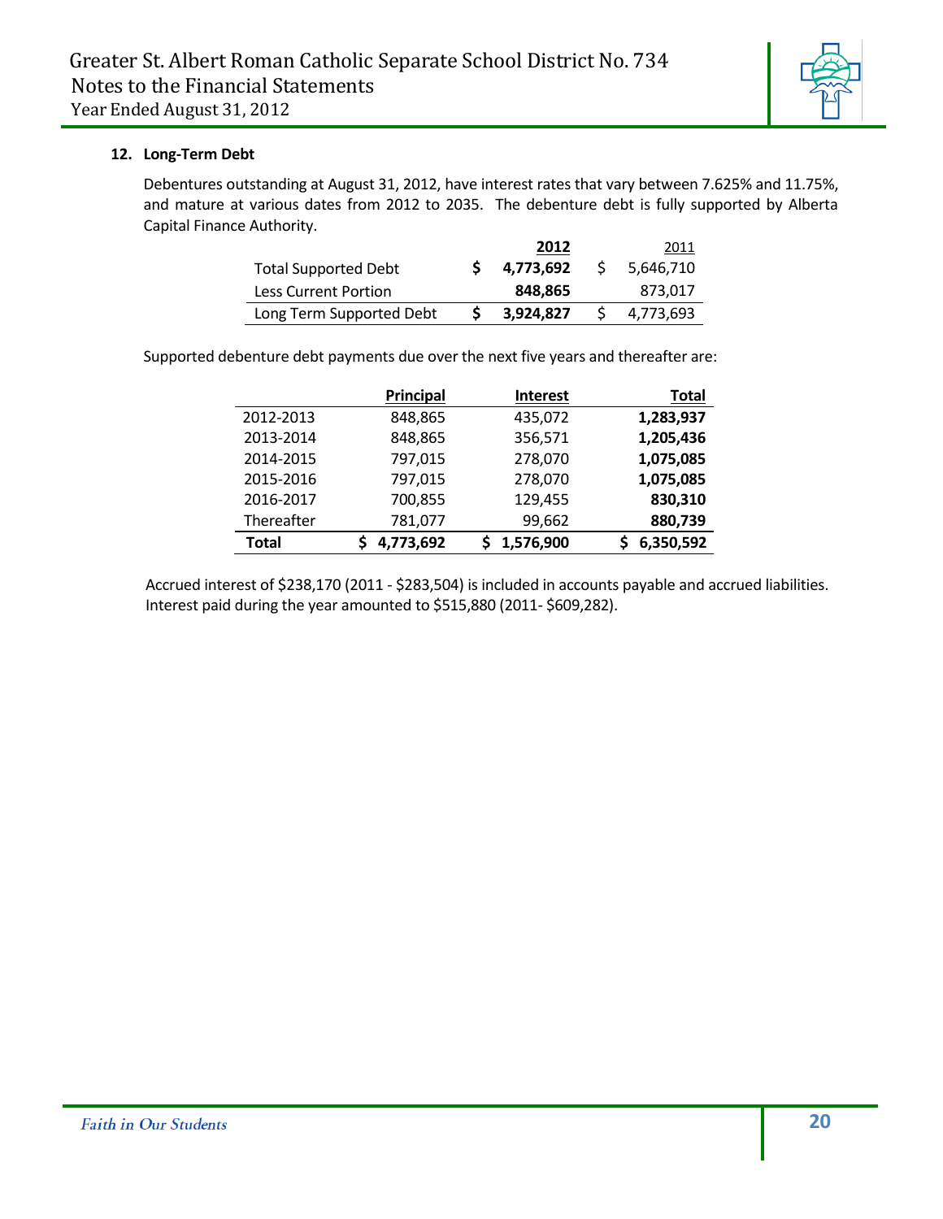## 12. Long-Term Debt

Debentures outstanding at August 31, 2012, have interest rates that vary between 7.625% and 11.75%, and mature at various dates from 2012 to 2035. The debenture debt is fully supported by Alberta Capital Finance Authority.

| | 2012 | 2011 |
|---|---|---|
| Total Supported Debt | **$ 4,773,692** | $ 5,646,710 |
| Less Current Portion | **848,865** | 873,017 |
| Long Term Supported Debt | **$ 3,924,827** | $ 4,773,693 |

Supported debenture debt payments due over the next five years and thereafter are:

| | Principal | Interest | Total |
|---|---|---|---|
| 2012-2013 | 848,865 | 435,072 | **1,283,937** |
| 2013-2014 | 848,865 | 356,571 | **1,205,436** |
| 2014-2015 | 797,015 | 278,070 | **1,075,085** |
| 2015-2016 | 797,015 | 278,070 | **1,075,085** |
| 2016-2017 | 700,855 | 129,455 | **830,310** |
| Thereafter | 781,077 | 99,662 | **880,739** |
| **Total** | **$ 4,773,692** | **$ 1,576,900** | **$ 6,350,592** |

Accrued interest of $238,170 (2011 - $283,504) is included in accounts payable and accrued liabilities. Interest paid during the year amounted to $515,880 (2011- $609,282).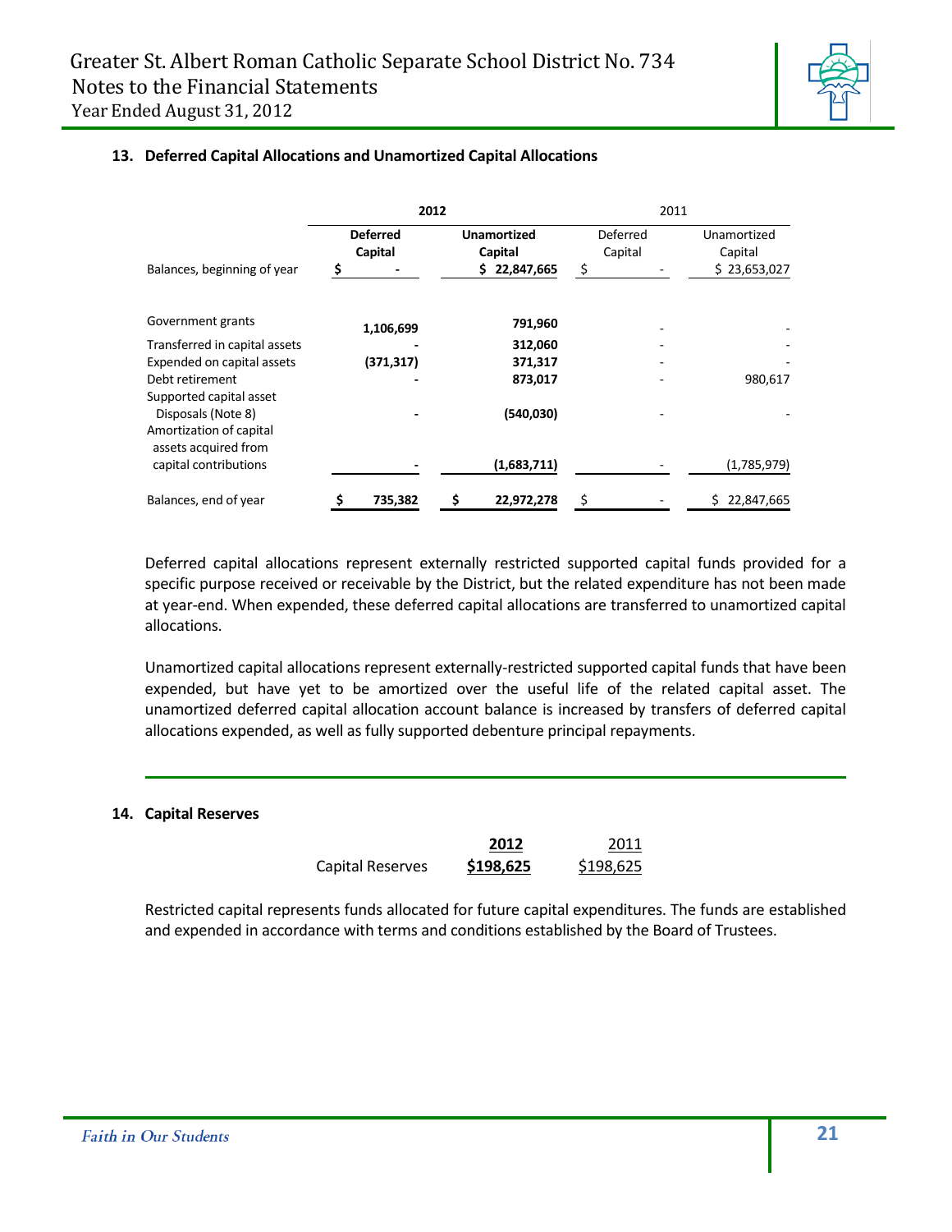## 13. Deferred Capital Allocations and Unamortized Capital Allocations

| | **2012** | | 2011 | |
|---|---|---|---|---|
| | **Deferred Capital** | **Unamortized Capital** | Deferred Capital | Unamortized Capital |
| Balances, beginning of year | **$ -** | **$ 22,847,665** | $ - | $ 23,653,027 |
| Government grants | **1,106,699** | **791,960** | - | - |
| Transferred in capital assets | **-** | **312,060** | - | - |
| Expended on capital assets | **(371,317)** | **371,317** | - | - |
| Debt retirement | **-** | **873,017** | - | 980,617 |
| Supported capital asset Disposals (Note 8) | **-** | **(540,030)** | - | - |
| Amortization of capital assets acquired from capital contributions | **-** | **(1,683,711)** | - | (1,785,979) |
| Balances, end of year | **$ 735,382** | **$ 22,972,278** | $ - | $ 22,847,665 |

Deferred capital allocations represent externally restricted supported capital funds provided for a specific purpose received or receivable by the District, but the related expenditure has not been made at year-end. When expended, these deferred capital allocations are transferred to unamortized capital allocations.

Unamortized capital allocations represent externally-restricted supported capital funds that have been expended, but have yet to be amortized over the useful life of the related capital asset. The unamortized deferred capital allocation account balance is increased by transfers of deferred capital allocations expended, as well as fully supported debenture principal repayments.

## 14. Capital Reserves

| | **2012** | 2011 |
|---|---|---|
| Capital Reserves | **$198,625** | $198,625 |

Restricted capital represents funds allocated for future capital expenditures. The funds are established and expended in accordance with terms and conditions established by the Board of Trustees.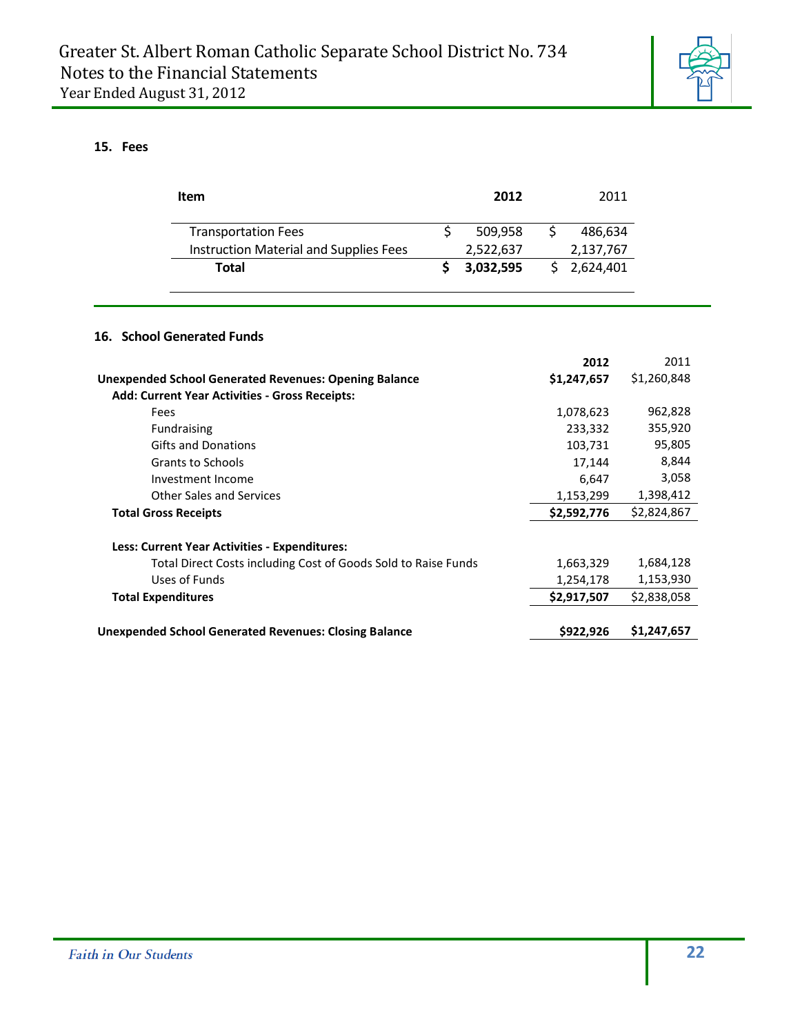## 15. Fees

| Item | 2012 | 2011 |
|---|---|---|
| Transportation Fees | $ 509,958 | $ 486,634 |
| Instruction Material and Supplies Fees | 2,522,637 | 2,137,767 |
| **Total** | **$ 3,032,595** | $ 2,624,401 |

## 16. School Generated Funds

| | 2012 | 2011 |
|---|---|---|
| **Unexpended School Generated Revenues: Opening Balance** | **$1,247,657** | $1,260,848 |
| **Add: Current Year Activities - Gross Receipts:** | | |
| Fees | 1,078,623 | 962,828 |
| Fundraising | 233,332 | 355,920 |
| Gifts and Donations | 103,731 | 95,805 |
| Grants to Schools | 17,144 | 8,844 |
| Investment Income | 6,647 | 3,058 |
| Other Sales and Services | 1,153,299 | 1,398,412 |
| **Total Gross Receipts** | **$2,592,776** | $2,824,867 |
| **Less: Current Year Activities - Expenditures:** | | |
| Total Direct Costs including Cost of Goods Sold to Raise Funds | 1,663,329 | 1,684,128 |
| Uses of Funds | 1,254,178 | 1,153,930 |
| **Total Expenditures** | **$2,917,507** | $2,838,058 |
| **Unexpended School Generated Revenues: Closing Balance** | **$922,926** | **$1,247,657** |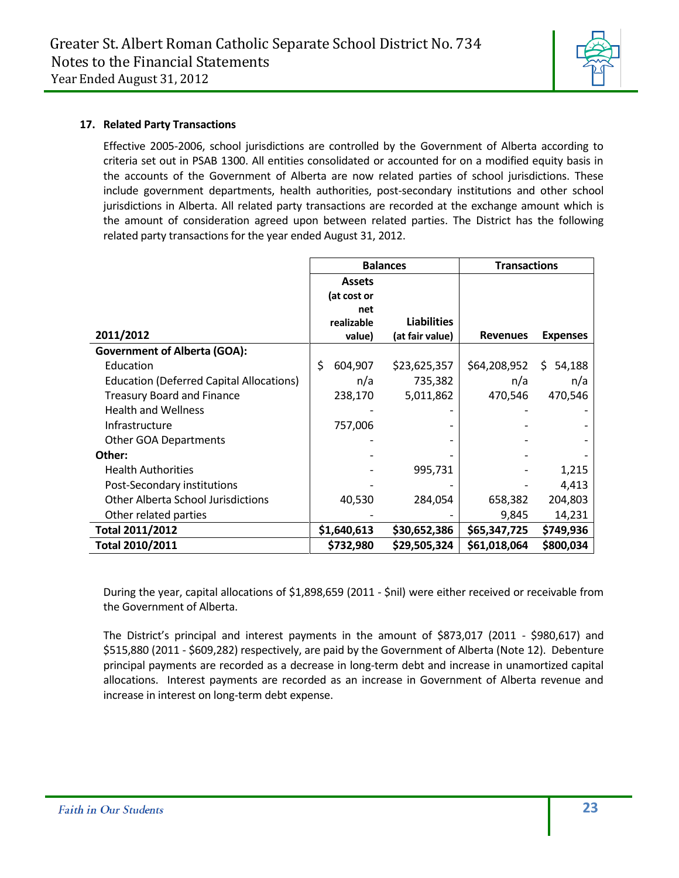## 17. Related Party Transactions

Effective 2005-2006, school jurisdictions are controlled by the Government of Alberta according to criteria set out in PSAB 1300. All entities consolidated or accounted for on a modified equity basis in the accounts of the Government of Alberta are now related parties of school jurisdictions. These include government departments, health authorities, post-secondary institutions and other school jurisdictions in Alberta. All related party transactions are recorded at the exchange amount which is the amount of consideration agreed upon between related parties. The District has the following related party transactions for the year ended August 31, 2012.

| | Balances | | Transactions | |
|---|---|---|---|---|
| **2011/2012** | **Assets (at cost or net realizable value)** | **Liabilities (at fair value)** | **Revenues** | **Expenses** |
| **Government of Alberta (GOA):** | | | | |
| Education | $ 604,907 | $23,625,357 | $64,208,952 | $ 54,188 |
| Education (Deferred Capital Allocations) | n/a | 735,382 | n/a | n/a |
| Treasury Board and Finance | 238,170 | 5,011,862 | 470,546 | 470,546 |
| Health and Wellness | - | - | - | - |
| Infrastructure | 757,006 | - | - | - |
| Other GOA Departments | - | - | - | - |
| **Other:** | - | - | - | - |
| Health Authorities | - | 995,731 | - | 1,215 |
| Post-Secondary institutions | - | - | - | 4,413 |
| Other Alberta School Jurisdictions | 40,530 | 284,054 | 658,382 | 204,803 |
| Other related parties | - | - | 9,845 | 14,231 |
| **Total 2011/2012** | **$1,640,613** | **$30,652,386** | **$65,347,725** | **$749,936** |
| **Total 2010/2011** | **$732,980** | **$29,505,324** | **$61,018,064** | **$800,034** |

During the year, capital allocations of $1,898,659 (2011 - $nil) were either received or receivable from the Government of Alberta.

The District's principal and interest payments in the amount of $873,017 (2011 - $980,617) and $515,880 (2011 - $609,282) respectively, are paid by the Government of Alberta (Note 12). Debenture principal payments are recorded as a decrease in long-term debt and increase in unamortized capital allocations. Interest payments are recorded as an increase in Government of Alberta revenue and increase in interest on long-term debt expense.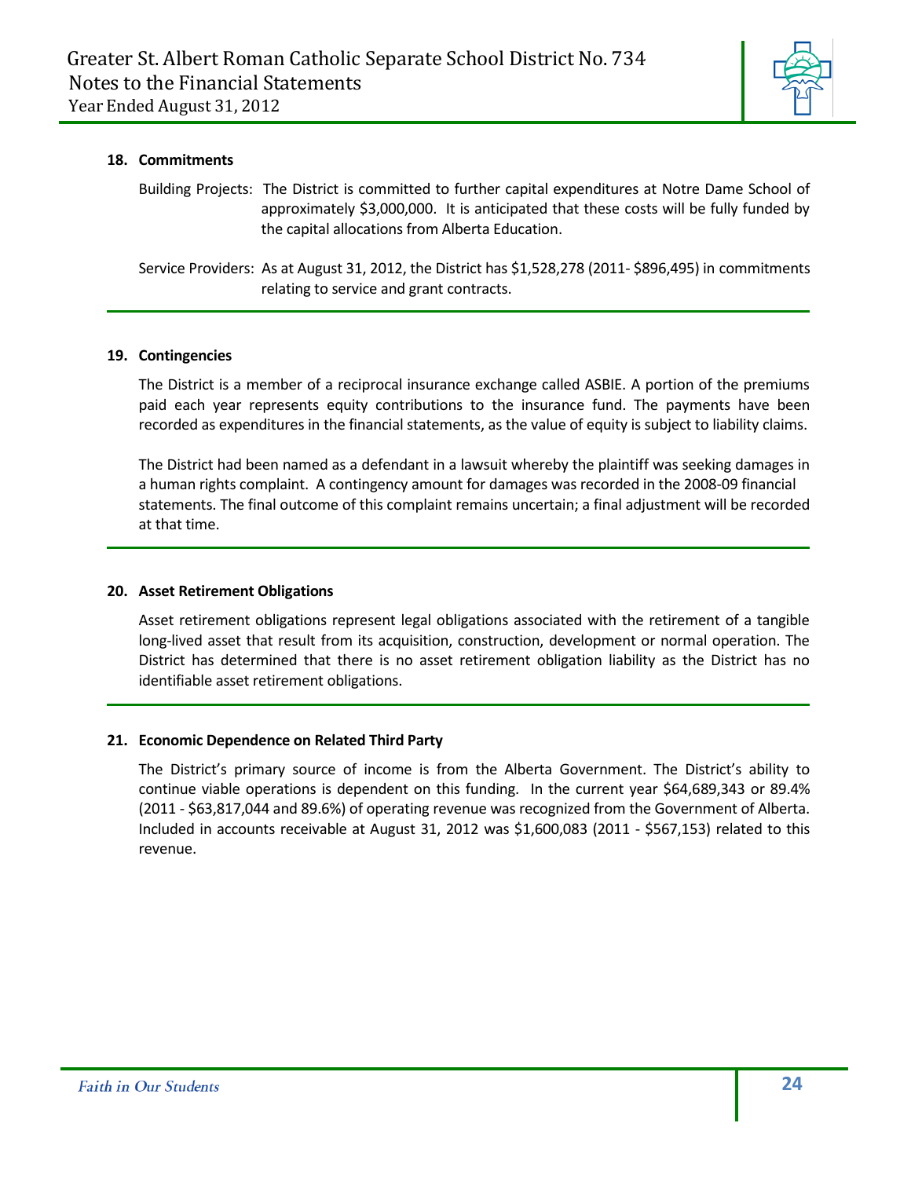### 18. Commitments

Building Projects: The District is committed to further capital expenditures at Notre Dame School of approximately $3,000,000. It is anticipated that these costs will be fully funded by the capital allocations from Alberta Education.

Service Providers: As at August 31, 2012, the District has $1,528,278 (2011- $896,495) in commitments relating to service and grant contracts.

### 19. Contingencies

The District is a member of a reciprocal insurance exchange called ASBIE. A portion of the premiums paid each year represents equity contributions to the insurance fund. The payments have been recorded as expenditures in the financial statements, as the value of equity is subject to liability claims.

The District had been named as a defendant in a lawsuit whereby the plaintiff was seeking damages in a human rights complaint. A contingency amount for damages was recorded in the 2008-09 financial statements. The final outcome of this complaint remains uncertain; a final adjustment will be recorded at that time.

### 20. Asset Retirement Obligations

Asset retirement obligations represent legal obligations associated with the retirement of a tangible long-lived asset that result from its acquisition, construction, development or normal operation. The District has determined that there is no asset retirement obligation liability as the District has no identifiable asset retirement obligations.

### 21. Economic Dependence on Related Third Party

The District's primary source of income is from the Alberta Government. The District's ability to continue viable operations is dependent on this funding. In the current year $64,689,343 or 89.4% (2011 - $63,817,044 and 89.6%) of operating revenue was recognized from the Government of Alberta. Included in accounts receivable at August 31, 2012 was $1,600,083 (2011 - $567,153) related to this revenue.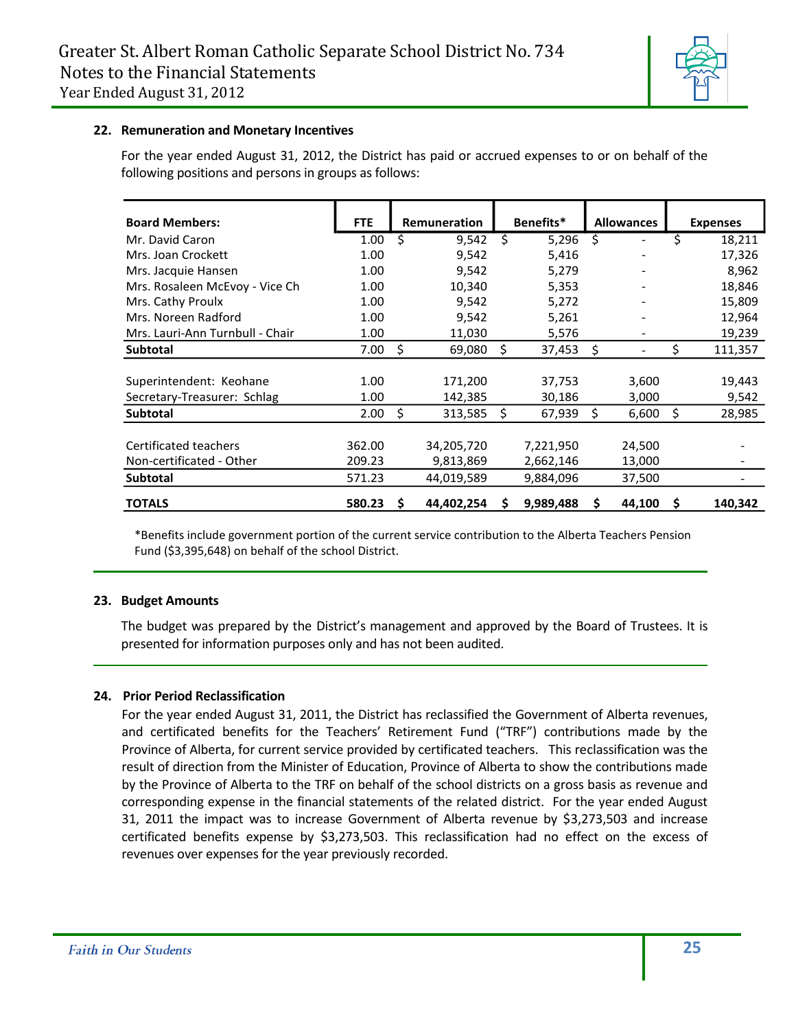### 22. Remuneration and Monetary Incentives

For the year ended August 31, 2012, the District has paid or accrued expenses to or on behalf of the following positions and persons in groups as follows:

| Board Members: | FTE | Remuneration | Benefits* | Allowances | Expenses |
|---|---|---|---|---|---|
| Mr. David Caron | 1.00 | $ 9,542 | $ 5,296 | $ - | $ 18,211 |
| Mrs. Joan Crockett | 1.00 | 9,542 | 5,416 | - | 17,326 |
| Mrs. Jacquie Hansen | 1.00 | 9,542 | 5,279 | - | 8,962 |
| Mrs. Rosaleen McEvoy - Vice Ch | 1.00 | 10,340 | 5,353 | - | 18,846 |
| Mrs. Cathy Proulx | 1.00 | 9,542 | 5,272 | - | 15,809 |
| Mrs. Noreen Radford | 1.00 | 9,542 | 5,261 | - | 12,964 |
| Mrs. Lauri-Ann Turnbull - Chair | 1.00 | 11,030 | 5,576 | - | 19,239 |
| **Subtotal** | 7.00 | $ 69,080 | $ 37,453 | $ - | $ 111,357 |
| | | | | | |
| Superintendent: Keohane | 1.00 | 171,200 | 37,753 | 3,600 | 19,443 |
| Secretary-Treasurer: Schlag | 1.00 | 142,385 | 30,186 | 3,000 | 9,542 |
| **Subtotal** | 2.00 | $ 313,585 | $ 67,939 | $ 6,600 | $ 28,985 |
| | | | | | |
| Certificated teachers | 362.00 | 34,205,720 | 7,221,950 | 24,500 | - |
| Non-certificated - Other | 209.23 | 9,813,869 | 2,662,146 | 13,000 | - |
| **Subtotal** | 571.23 | 44,019,589 | 9,884,096 | 37,500 | - |
| | | | | | |
| **TOTALS** | **580.23** | **$ 44,402,254** | **$ 9,989,488** | **$ 44,100** | **$ 140,342** |

*Benefits include government portion of the current service contribution to the Alberta Teachers Pension Fund ($3,395,648) on behalf of the school District.

### 23. Budget Amounts

The budget was prepared by the District's management and approved by the Board of Trustees. It is presented for information purposes only and has not been audited.

### 24. Prior Period Reclassification

For the year ended August 31, 2011, the District has reclassified the Government of Alberta revenues, and certificated benefits for the Teachers' Retirement Fund ("TRF") contributions made by the Province of Alberta, for current service provided by certificated teachers. This reclassification was the result of direction from the Minister of Education, Province of Alberta to show the contributions made by the Province of Alberta to the TRF on behalf of the school districts on a gross basis as revenue and corresponding expense in the financial statements of the related district. For the year ended August 31, 2011 the impact was to increase Government of Alberta revenue by $3,273,503 and increase certificated benefits expense by $3,273,503. This reclassification had no effect on the excess of revenues over expenses for the year previously recorded.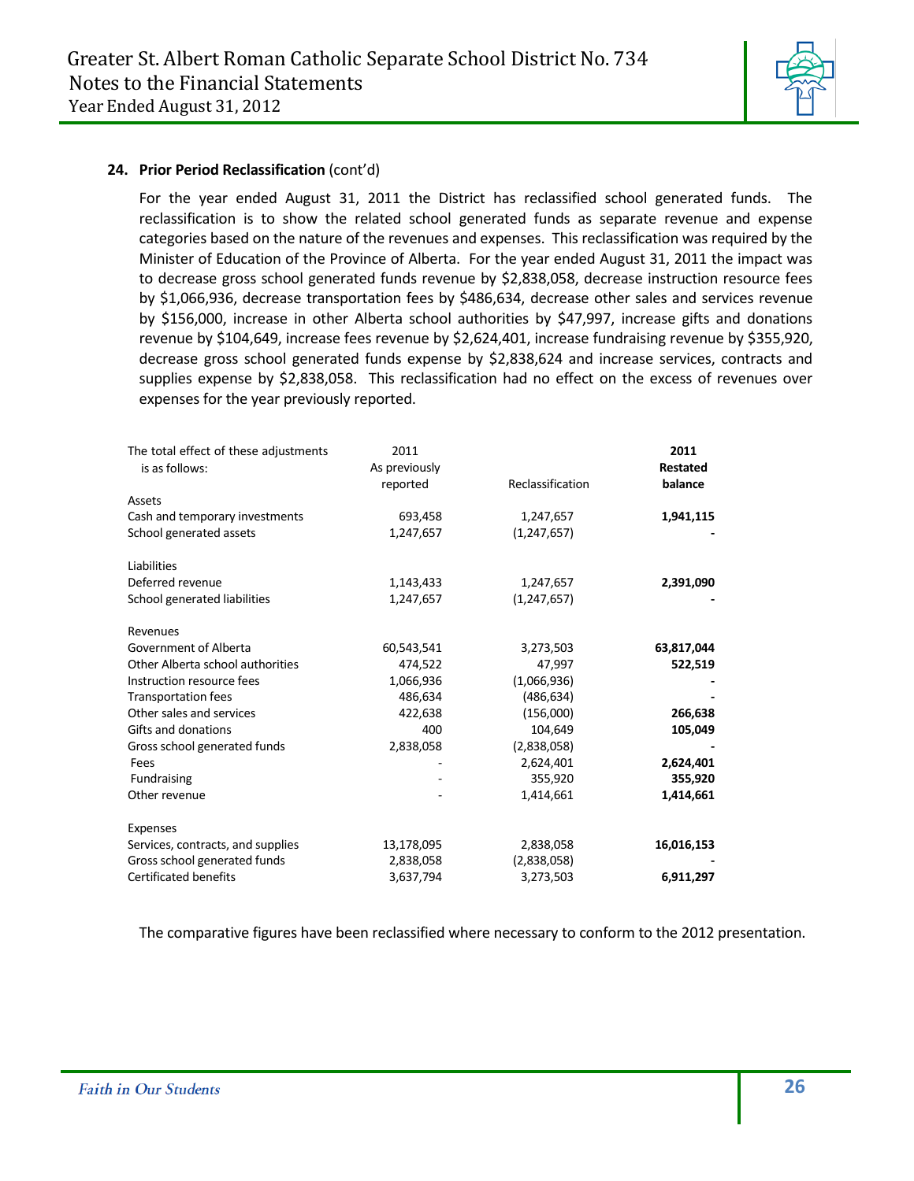**24. Prior Period Reclassification** (cont'd)

For the year ended August 31, 2011 the District has reclassified school generated funds. The reclassification is to show the related school generated funds as separate revenue and expense categories based on the nature of the revenues and expenses. This reclassification was required by the Minister of Education of the Province of Alberta. For the year ended August 31, 2011 the impact was to decrease gross school generated funds revenue by $2,838,058, decrease instruction resource fees by $1,066,936, decrease transportation fees by $486,634, decrease other sales and services revenue by $156,000, increase in other Alberta school authorities by $47,997, increase gifts and donations revenue by $104,649, increase fees revenue by $2,624,401, increase fundraising revenue by $355,920, decrease gross school generated funds expense by $2,838,624 and increase services, contracts and supplies expense by $2,838,058. This reclassification had no effect on the excess of revenues over expenses for the year previously reported.

| The total effect of these adjustments is as follows: | 2011 As previously reported | Reclassification | **2011 Restated balance** |
|---|---|---|---|
| Assets | | | |
| Cash and temporary investments | 693,458 | 1,247,657 | **1,941,115** |
| School generated assets | 1,247,657 | (1,247,657) | **-** |
| | | | |
| Liabilities | | | |
| Deferred revenue | 1,143,433 | 1,247,657 | **2,391,090** |
| School generated liabilities | 1,247,657 | (1,247,657) | **-** |
| | | | |
| Revenues | | | |
| Government of Alberta | 60,543,541 | 3,273,503 | **63,817,044** |
| Other Alberta school authorities | 474,522 | 47,997 | **522,519** |
| Instruction resource fees | 1,066,936 | (1,066,936) | **-** |
| Transportation fees | 486,634 | (486,634) | **-** |
| Other sales and services | 422,638 | (156,000) | **266,638** |
| Gifts and donations | 400 | 104,649 | **105,049** |
| Gross school generated funds | 2,838,058 | (2,838,058) | **-** |
| Fees | - | 2,624,401 | **2,624,401** |
| Fundraising | - | 355,920 | **355,920** |
| Other revenue | - | 1,414,661 | **1,414,661** |
| | | | |
| Expenses | | | |
| Services, contracts, and supplies | 13,178,095 | 2,838,058 | **16,016,153** |
| Gross school generated funds | 2,838,058 | (2,838,058) | **-** |
| Certificated benefits | 3,637,794 | 3,273,503 | **6,911,297** |

The comparative figures have been reclassified where necessary to conform to the 2012 presentation.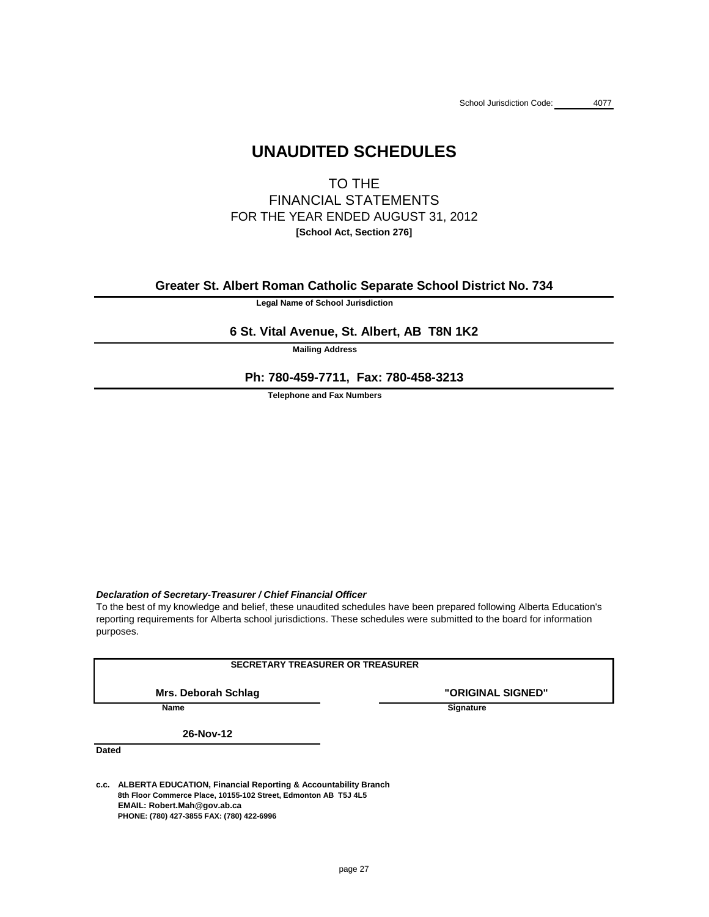School Jurisdiction Code: 4077

# UNAUDITED SCHEDULES

TO THE
FINANCIAL STATEMENTS
FOR THE YEAR ENDED AUGUST 31, 2012
**[School Act, Section 276]**

**Greater St. Albert Roman Catholic Separate School District No. 734**
**Legal Name of School Jurisdiction**

**6 St. Vital Avenue, St. Albert, AB T8N 1K2**
**Mailing Address**

**Ph: 780-459-7711, Fax: 780-458-3213**
**Telephone and Fax Numbers**

***Declaration of Secretary-Treasurer / Chief Financial Officer***

To the best of my knowledge and belief, these unaudited schedules have been prepared following Alberta Education's reporting requirements for Alberta school jurisdictions. These schedules were submitted to the board for information purposes.

**SECRETARY TREASURER OR TREASURER**

| Mrs. Deborah Schlag | "ORIGINAL SIGNED" |
|---|---|
| **Name** | **Signature** |

**26-Nov-12**
**Dated**

**c.c. ALBERTA EDUCATION, Financial Reporting & Accountability Branch**
**8th Floor Commerce Place, 10155-102 Street, Edmonton AB T5J 4L5**
**EMAIL: Robert.Mah@gov.ab.ca**
**PHONE: (780) 427-3855 FAX: (780) 422-6996**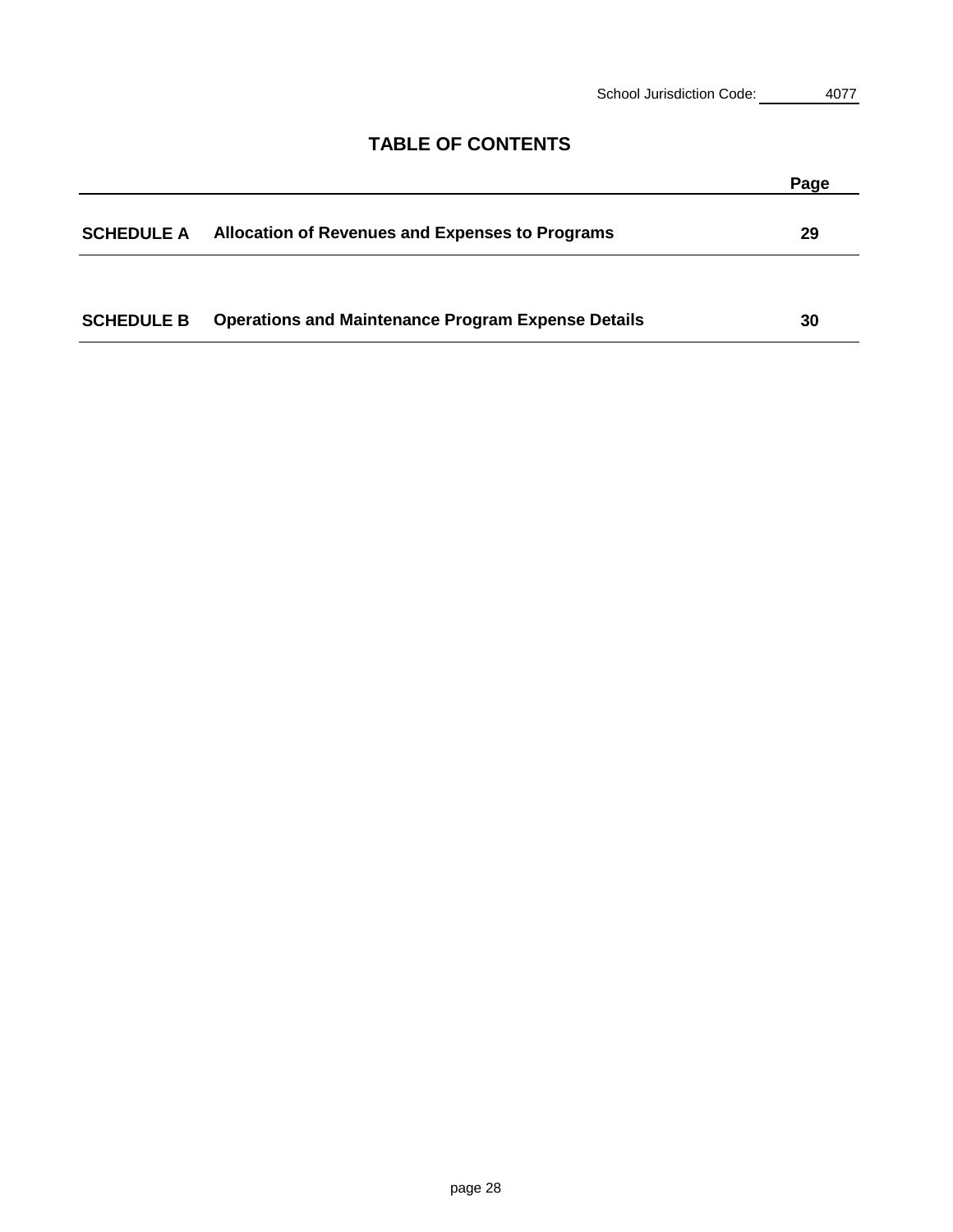School Jurisdiction Code: 4077

# TABLE OF CONTENTS

| | | Page |
|---|---|---|
| **SCHEDULE A** | **Allocation of Revenues and Expenses to Programs** | **29** |
| **SCHEDULE B** | **Operations and Maintenance Program Expense Details** | **30** |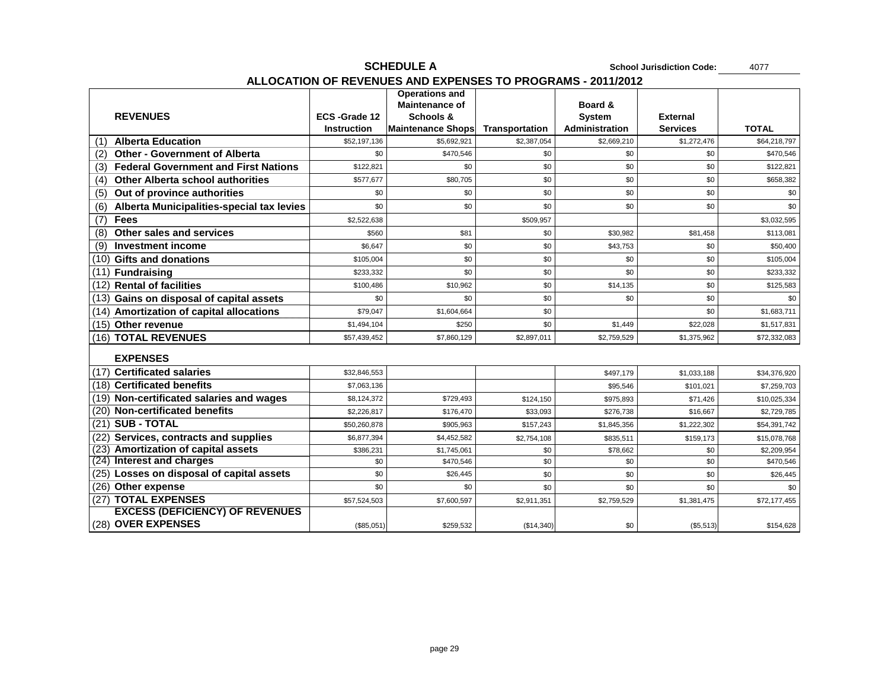# SCHEDULE A

**School Jurisdiction Code:** 4077

## ALLOCATION OF REVENUES AND EXPENSES TO PROGRAMS - 2011/2012

| REVENUES | ECS -Grade 12 Instruction | Operations and Maintenance of Schools & Maintenance Shops | Transportation | Board & System Administration | External Services | TOTAL |
|---|---|---|---|---|---|---|
| (1) **Alberta Education** | $52,197,136 | $5,692,921 | $2,387,054 | $2,669,210 | $1,272,476 | $64,218,797 |
| (2) **Other - Government of Alberta** | $0 | $470,546 | $0 | $0 | $0 | $470,546 |
| (3) **Federal Government and First Nations** | $122,821 | $0 | $0 | $0 | $0 | $122,821 |
| (4) **Other Alberta school authorities** | $577,677 | $80,705 | $0 | $0 | $0 | $658,382 |
| (5) **Out of province authorities** | $0 | $0 | $0 | $0 | $0 | $0 |
| (6) **Alberta Municipalities-special tax levies** | $0 | $0 | $0 | $0 | $0 | $0 |
| (7) **Fees** | $2,522,638 | | $509,957 | | | $3,032,595 |
| (8) **Other sales and services** | $560 | $81 | $0 | $30,982 | $81,458 | $113,081 |
| (9) **Investment income** | $6,647 | $0 | $0 | $43,753 | $0 | $50,400 |
| (10) **Gifts and donations** | $105,004 | $0 | $0 | $0 | $0 | $105,004 |
| (11) **Fundraising** | $233,332 | $0 | $0 | $0 | $0 | $233,332 |
| (12) **Rental of facilities** | $100,486 | $10,962 | $0 | $14,135 | $0 | $125,583 |
| (13) **Gains on disposal of capital assets** | $0 | $0 | $0 | $0 | $0 | $0 |
| (14) **Amortization of capital allocations** | $79,047 | $1,604,664 | $0 | | $0 | $1,683,711 |
| (15) **Other revenue** | $1,494,104 | $250 | $0 | $1,449 | $22,028 | $1,517,831 |
| (16) **TOTAL REVENUES** | $57,439,452 | $7,860,129 | $2,897,011 | $2,759,529 | $1,375,962 | $72,332,083 |
| **EXPENSES** | | | | | | |
| (17) **Certificated salaries** | $32,846,553 | | | $497,179 | $1,033,188 | $34,376,920 |
| (18) **Certificated benefits** | $7,063,136 | | | $95,546 | $101,021 | $7,259,703 |
| (19) **Non-certificated salaries and wages** | $8,124,372 | $729,493 | $124,150 | $975,893 | $71,426 | $10,025,334 |
| (20) **Non-certificated benefits** | $2,226,817 | $176,470 | $33,093 | $276,738 | $16,667 | $2,729,785 |
| (21) **SUB - TOTAL** | $50,260,878 | $905,963 | $157,243 | $1,845,356 | $1,222,302 | $54,391,742 |
| (22) **Services, contracts and supplies** | $6,877,394 | $4,452,582 | $2,754,108 | $835,511 | $159,173 | $15,078,768 |
| (23) **Amortization of capital assets** | $386,231 | $1,745,061 | $0 | $78,662 | $0 | $2,209,954 |
| (24) **Interest and charges** | $0 | $470,546 | $0 | $0 | $0 | $470,546 |
| (25) **Losses on disposal of capital assets** | $0 | $26,445 | $0 | $0 | $0 | $26,445 |
| (26) **Other expense** | $0 | $0 | $0 | $0 | $0 | $0 |
| (27) **TOTAL EXPENSES** | $57,524,503 | $7,600,597 | $2,911,351 | $2,759,529 | $1,381,475 | $72,177,455 |
| (28) **EXCESS (DEFICIENCY) OF REVENUES OVER EXPENSES** | ($85,051) | $259,532 | ($14,340) | $0 | ($5,513) | $154,628 |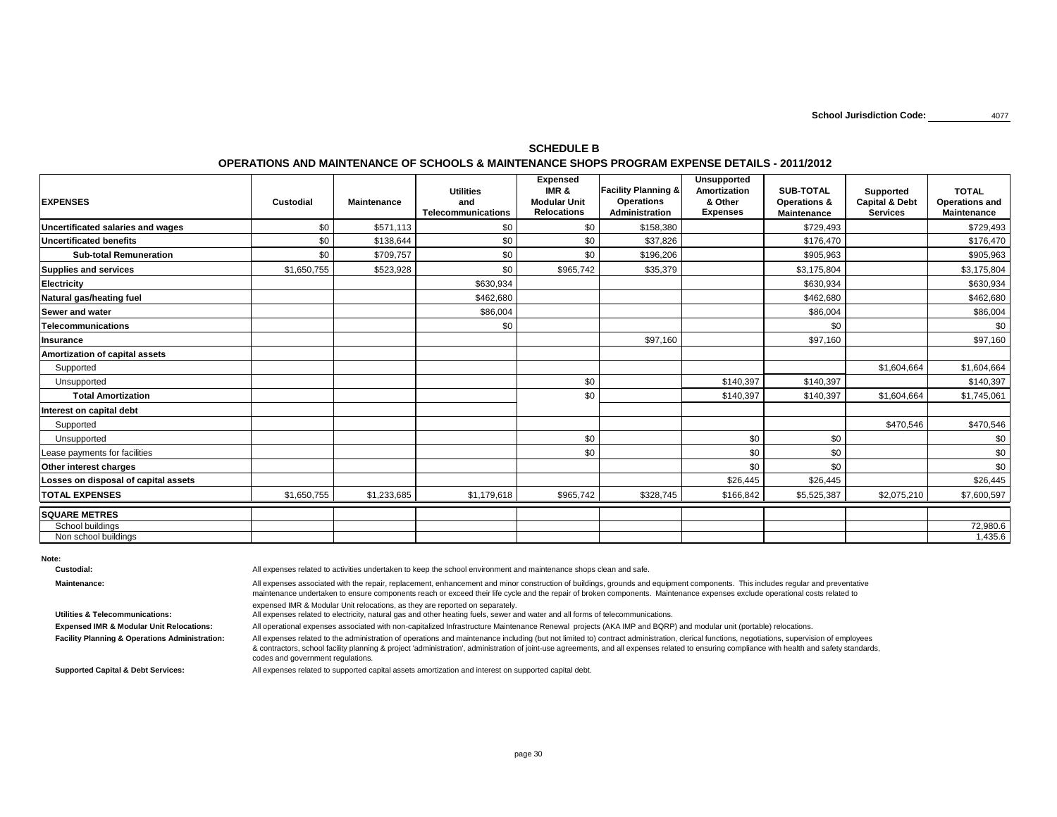School Jurisdiction Code: 4077

## SCHEDULE B

### OPERATIONS AND MAINTENANCE OF SCHOOLS & MAINTENANCE SHOPS PROGRAM EXPENSE DETAILS - 2011/2012

| EXPENSES | Custodial | Maintenance | Utilities and Telecommunications | Expensed IMR & Modular Unit Relocations | Facility Planning & Operations Administration | Unsupported Amortization & Other Expenses | SUB-TOTAL Operations & Maintenance | Supported Capital & Debt Services | TOTAL Operations and Maintenance |
|---|---|---|---|---|---|---|---|---|---|
| **Uncertificated salaries and wages** | $0 | $571,113 | $0 | $0 | $158,380 | | $729,493 | | $729,493 |
| **Uncertificated benefits** | $0 | $138,644 | $0 | $0 | $37,826 | | $176,470 | | $176,470 |
| **Sub-total Remuneration** | $0 | $709,757 | $0 | $0 | $196,206 | | $905,963 | | $905,963 |
| **Supplies and services** | $1,650,755 | $523,928 | $0 | $965,742 | $35,379 | | $3,175,804 | | $3,175,804 |
| **Electricity** | | | $630,934 | | | | $630,934 | | $630,934 |
| **Natural gas/heating fuel** | | | $462,680 | | | | $462,680 | | $462,680 |
| **Sewer and water** | | | $86,004 | | | | $86,004 | | $86,004 |
| **Telecommunications** | | | $0 | | | | $0 | | $0 |
| **Insurance** | | | | | $97,160 | | $97,160 | | $97,160 |
| **Amortization of capital assets** | | | | | | | | | |
| Supported | | | | | | | | $1,604,664 | $1,604,664 |
| Unsupported | | | | $0 | | $140,397 | $140,397 | | $140,397 |
| **Total Amortization** | | | | $0 | | $140,397 | $140,397 | $1,604,664 | $1,745,061 |
| **Interest on capital debt** | | | | | | | | | |
| Supported | | | | | | | | $470,546 | $470,546 |
| Unsupported | | | | $0 | | $0 | $0 | | $0 |
| Lease payments for facilities | | | | $0 | | $0 | $0 | | $0 |
| **Other interest charges** | | | | | | $0 | $0 | | $0 |
| **Losses on disposal of capital assets** | | | | | | $26,445 | $26,445 | | $26,445 |
| **TOTAL EXPENSES** | $1,650,755 | $1,233,685 | $1,179,618 | $965,742 | $328,745 | $166,842 | $5,525,387 | $2,075,210 | $7,600,597 |

| SQUARE METRES | | | | | | | | | |
|---|---|---|---|---|---|---|---|---|---|
| School buildings | | | | | | | | | 72,980.6 |
| Non school buildings | | | | | | | | | 1,435.6 |

**Note:**

**Custodial:** All expenses related to activities undertaken to keep the school environment and maintenance shops clean and safe.

**Maintenance:** All expenses associated with the repair, replacement, enhancement and minor construction of buildings, grounds and equipment components. This includes regular and preventative maintenance undertaken to ensure components reach or exceed their life cycle and the repair of broken components. Maintenance expenses exclude operational costs related to expensed IMR & Modular Unit relocations, as they are reported on separately.

**Utilities & Telecommunications:** All expenses related to electricity, natural gas and other heating fuels, sewer and water and all forms of telecommunications.

**Expensed IMR & Modular Unit Relocations:** All operational expenses associated with non-capitalized Infrastructure Maintenance Renewal projects (AKA IMP and BQRP) and modular unit (portable) relocations.

**Facility Planning & Operations Administration:** All expenses related to the administration of operations and maintenance including (but not limited to) contract administration, clerical functions, negotiations, supervision of employees & contractors, school facility planning & project 'administration', administration of joint-use agreements, and all expenses related to ensuring compliance with health and safety standards, codes and government regulations.

**Supported Capital & Debt Services:** All expenses related to supported capital assets amortization and interest on supported capital debt.